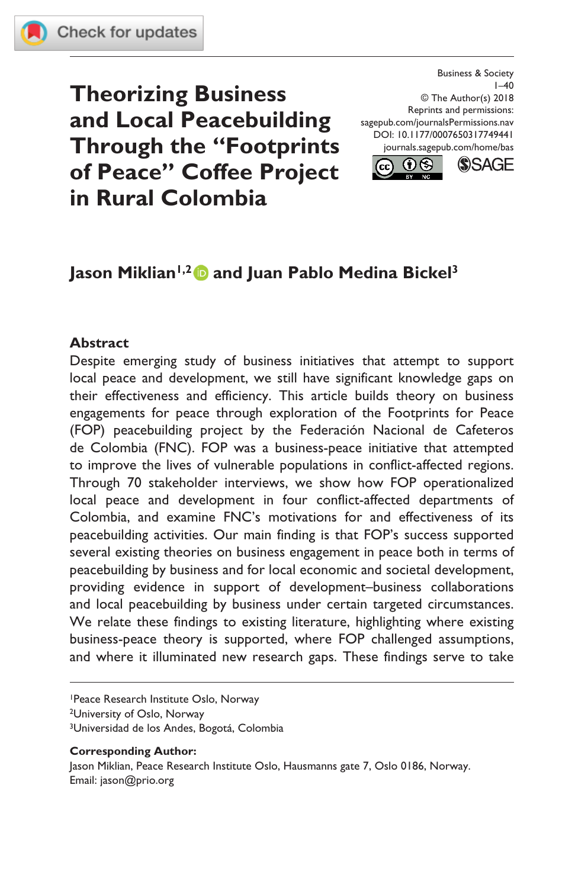# Theorizing Business and Local Peacebuilding Through the "Footprints of Peace" Coffee Project in Rural Colombia

Business & Society
1–40
© The Author(s) 2018
Reprints and permissions:
sagepub.com/journalsPermissions.nav
DOI: 10.1177/0007650317749441
journals.sagepub.com/home/bas

**Jason Miklian[1,2] and Juan Pablo Medina Bickel[3]**

## Abstract

Despite emerging study of business initiatives that attempt to support local peace and development, we still have significant knowledge gaps on their effectiveness and efficiency. This article builds theory on business engagements for peace through exploration of the Footprints for Peace (FOP) peacebuilding project by the Federación Nacional de Cafeteros de Colombia (FNC). FOP was a business-peace initiative that attempted to improve the lives of vulnerable populations in conflict-affected regions. Through 70 stakeholder interviews, we show how FOP operationalized local peace and development in four conflict-affected departments of Colombia, and examine FNC's motivations for and effectiveness of its peacebuilding activities. Our main finding is that FOP's success supported several existing theories on business engagement in peace both in terms of peacebuilding by business and for local economic and societal development, providing evidence in support of development–business collaborations and local peacebuilding by business under certain targeted circumstances. We relate these findings to existing literature, highlighting where existing business-peace theory is supported, where FOP challenged assumptions, and where it illuminated new research gaps. These findings serve to take

---

[1]Peace Research Institute Oslo, Norway
[2]University of Oslo, Norway
[3]Universidad de los Andes, Bogotá, Colombia

**Corresponding Author:**
Jason Miklian, Peace Research Institute Oslo, Hausmanns gate 7, Oslo 0186, Norway.
Email: jason@prio.org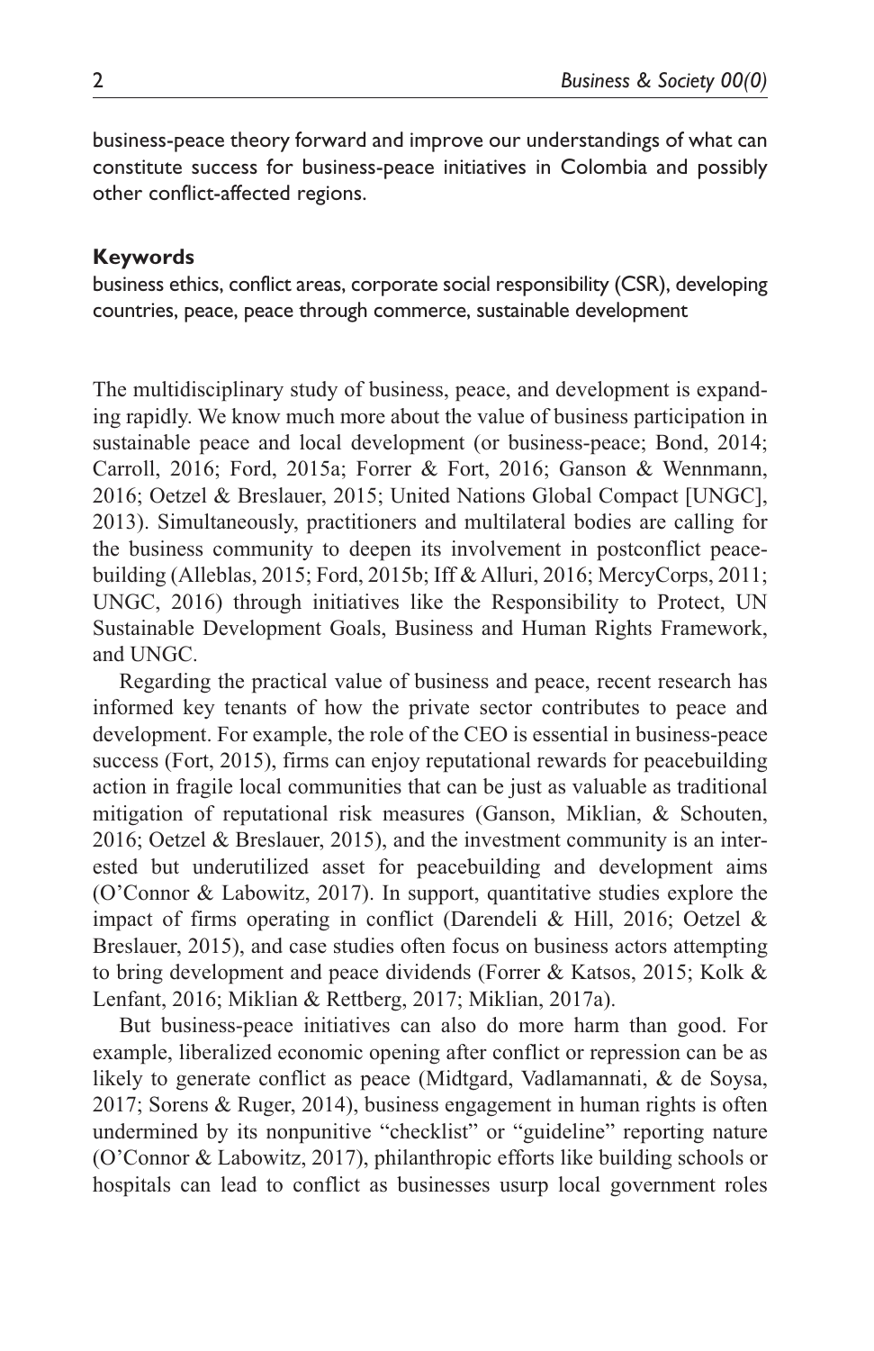business-peace theory forward and improve our understandings of what can constitute success for business-peace initiatives in Colombia and possibly other conflict-affected regions.

**Keywords**

business ethics, conflict areas, corporate social responsibility (CSR), developing countries, peace, peace through commerce, sustainable development

The multidisciplinary study of business, peace, and development is expanding rapidly. We know much more about the value of business participation in sustainable peace and local development (or business-peace; Bond, 2014; Carroll, 2016; Ford, 2015a; Forrer & Fort, 2016; Ganson & Wennmann, 2016; Oetzel & Breslauer, 2015; United Nations Global Compact [UNGC], 2013). Simultaneously, practitioners and multilateral bodies are calling for the business community to deepen its involvement in postconflict peacebuilding (Alleblas, 2015; Ford, 2015b; Iff & Alluri, 2016; MercyCorps, 2011; UNGC, 2016) through initiatives like the Responsibility to Protect, UN Sustainable Development Goals, Business and Human Rights Framework, and UNGC.

Regarding the practical value of business and peace, recent research has informed key tenants of how the private sector contributes to peace and development. For example, the role of the CEO is essential in business-peace success (Fort, 2015), firms can enjoy reputational rewards for peacebuilding action in fragile local communities that can be just as valuable as traditional mitigation of reputational risk measures (Ganson, Miklian, & Schouten, 2016; Oetzel & Breslauer, 2015), and the investment community is an interested but underutilized asset for peacebuilding and development aims (O'Connor & Labowitz, 2017). In support, quantitative studies explore the impact of firms operating in conflict (Darendeli & Hill, 2016; Oetzel & Breslauer, 2015), and case studies often focus on business actors attempting to bring development and peace dividends (Forrer & Katsos, 2015; Kolk & Lenfant, 2016; Miklian & Rettberg, 2017; Miklian, 2017a).

But business-peace initiatives can also do more harm than good. For example, liberalized economic opening after conflict or repression can be as likely to generate conflict as peace (Midtgard, Vadlamannati, & de Soysa, 2017; Sorens & Ruger, 2014), business engagement in human rights is often undermined by its nonpunitive "checklist" or "guideline" reporting nature (O'Connor & Labowitz, 2017), philanthropic efforts like building schools or hospitals can lead to conflict as businesses usurp local government roles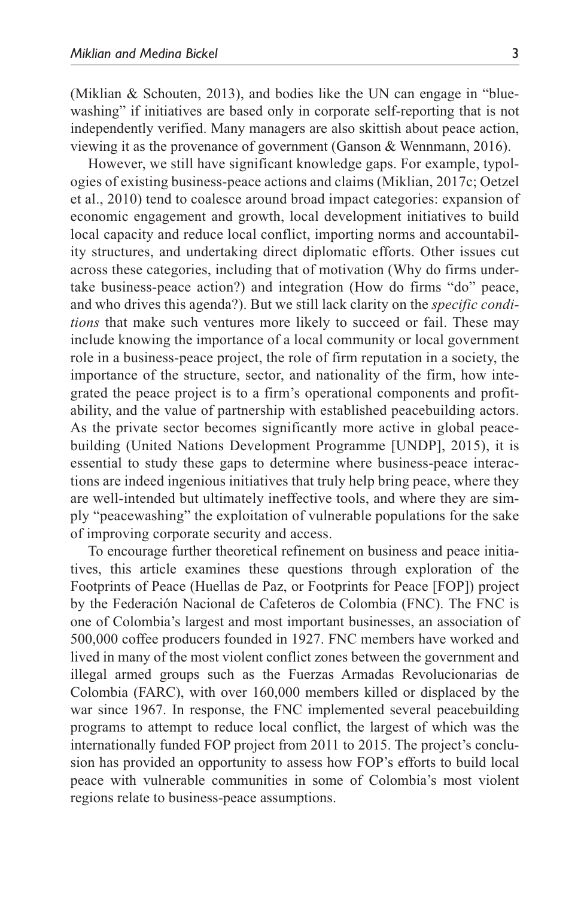(Miklian & Schouten, 2013), and bodies like the UN can engage in "bluewashing" if initiatives are based only in corporate self-reporting that is not independently verified. Many managers are also skittish about peace action, viewing it as the provenance of government (Ganson & Wennmann, 2016).

However, we still have significant knowledge gaps. For example, typologies of existing business-peace actions and claims (Miklian, 2017c; Oetzel et al., 2010) tend to coalesce around broad impact categories: expansion of economic engagement and growth, local development initiatives to build local capacity and reduce local conflict, importing norms and accountability structures, and undertaking direct diplomatic efforts. Other issues cut across these categories, including that of motivation (Why do firms undertake business-peace action?) and integration (How do firms "do" peace, and who drives this agenda?). But we still lack clarity on the *specific conditions* that make such ventures more likely to succeed or fail. These may include knowing the importance of a local community or local government role in a business-peace project, the role of firm reputation in a society, the importance of the structure, sector, and nationality of the firm, how integrated the peace project is to a firm's operational components and profitability, and the value of partnership with established peacebuilding actors. As the private sector becomes significantly more active in global peacebuilding (United Nations Development Programme [UNDP], 2015), it is essential to study these gaps to determine where business-peace interactions are indeed ingenious initiatives that truly help bring peace, where they are well-intended but ultimately ineffective tools, and where they are simply "peacewashing" the exploitation of vulnerable populations for the sake of improving corporate security and access.

To encourage further theoretical refinement on business and peace initiatives, this article examines these questions through exploration of the Footprints of Peace (Huellas de Paz, or Footprints for Peace [FOP]) project by the Federación Nacional de Cafeteros de Colombia (FNC). The FNC is one of Colombia's largest and most important businesses, an association of 500,000 coffee producers founded in 1927. FNC members have worked and lived in many of the most violent conflict zones between the government and illegal armed groups such as the Fuerzas Armadas Revolucionarias de Colombia (FARC), with over 160,000 members killed or displaced by the war since 1967. In response, the FNC implemented several peacebuilding programs to attempt to reduce local conflict, the largest of which was the internationally funded FOP project from 2011 to 2015. The project's conclusion has provided an opportunity to assess how FOP's efforts to build local peace with vulnerable communities in some of Colombia's most violent regions relate to business-peace assumptions.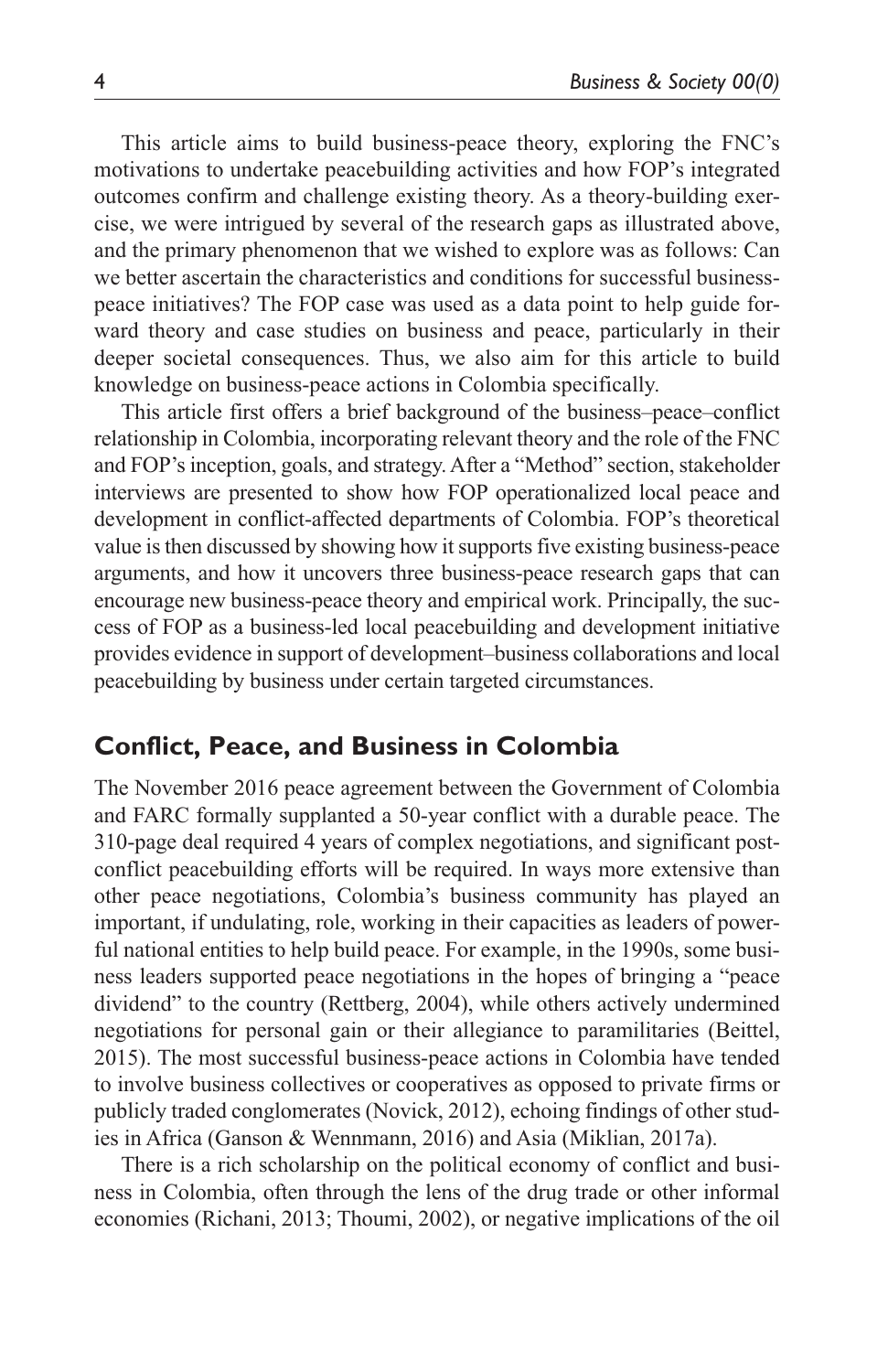This article aims to build business-peace theory, exploring the FNC's motivations to undertake peacebuilding activities and how FOP's integrated outcomes confirm and challenge existing theory. As a theory-building exercise, we were intrigued by several of the research gaps as illustrated above, and the primary phenomenon that we wished to explore was as follows: Can we better ascertain the characteristics and conditions for successful business-peace initiatives? The FOP case was used as a data point to help guide forward theory and case studies on business and peace, particularly in their deeper societal consequences. Thus, we also aim for this article to build knowledge on business-peace actions in Colombia specifically.

This article first offers a brief background of the business–peace–conflict relationship in Colombia, incorporating relevant theory and the role of the FNC and FOP's inception, goals, and strategy. After a "Method" section, stakeholder interviews are presented to show how FOP operationalized local peace and development in conflict-affected departments of Colombia. FOP's theoretical value is then discussed by showing how it supports five existing business-peace arguments, and how it uncovers three business-peace research gaps that can encourage new business-peace theory and empirical work. Principally, the success of FOP as a business-led local peacebuilding and development initiative provides evidence in support of development–business collaborations and local peacebuilding by business under certain targeted circumstances.

## Conflict, Peace, and Business in Colombia

The November 2016 peace agreement between the Government of Colombia and FARC formally supplanted a 50-year conflict with a durable peace. The 310-page deal required 4 years of complex negotiations, and significant post-conflict peacebuilding efforts will be required. In ways more extensive than other peace negotiations, Colombia's business community has played an important, if undulating, role, working in their capacities as leaders of powerful national entities to help build peace. For example, in the 1990s, some business leaders supported peace negotiations in the hopes of bringing a "peace dividend" to the country (Rettberg, 2004), while others actively undermined negotiations for personal gain or their allegiance to paramilitaries (Beittel, 2015). The most successful business-peace actions in Colombia have tended to involve business collectives or cooperatives as opposed to private firms or publicly traded conglomerates (Novick, 2012), echoing findings of other studies in Africa (Ganson & Wennmann, 2016) and Asia (Miklian, 2017a).

There is a rich scholarship on the political economy of conflict and business in Colombia, often through the lens of the drug trade or other informal economies (Richani, 2013; Thoumi, 2002), or negative implications of the oil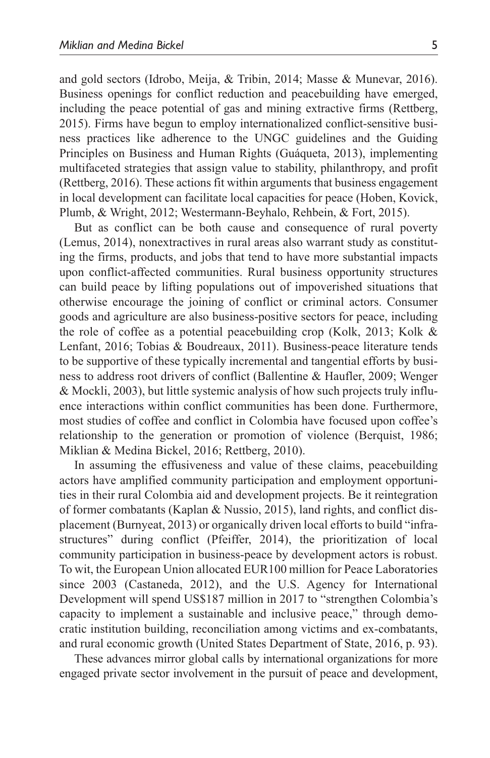and gold sectors (Idrobo, Meija, & Tribin, 2014; Masse & Munevar, 2016). Business openings for conflict reduction and peacebuilding have emerged, including the peace potential of gas and mining extractive firms (Rettberg, 2015). Firms have begun to employ internationalized conflict-sensitive business practices like adherence to the UNGC guidelines and the Guiding Principles on Business and Human Rights (Guáqueta, 2013), implementing multifaceted strategies that assign value to stability, philanthropy, and profit (Rettberg, 2016). These actions fit within arguments that business engagement in local development can facilitate local capacities for peace (Hoben, Kovick, Plumb, & Wright, 2012; Westermann-Beyhalo, Rehbein, & Fort, 2015).

But as conflict can be both cause and consequence of rural poverty (Lemus, 2014), nonextractives in rural areas also warrant study as constituting the firms, products, and jobs that tend to have more substantial impacts upon conflict-affected communities. Rural business opportunity structures can build peace by lifting populations out of impoverished situations that otherwise encourage the joining of conflict or criminal actors. Consumer goods and agriculture are also business-positive sectors for peace, including the role of coffee as a potential peacebuilding crop (Kolk, 2013; Kolk & Lenfant, 2016; Tobias & Boudreaux, 2011). Business-peace literature tends to be supportive of these typically incremental and tangential efforts by business to address root drivers of conflict (Ballentine & Haufler, 2009; Wenger & Mockli, 2003), but little systemic analysis of how such projects truly influence interactions within conflict communities has been done. Furthermore, most studies of coffee and conflict in Colombia have focused upon coffee's relationship to the generation or promotion of violence (Berquist, 1986; Miklian & Medina Bickel, 2016; Rettberg, 2010).

In assuming the effusiveness and value of these claims, peacebuilding actors have amplified community participation and employment opportunities in their rural Colombia aid and development projects. Be it reintegration of former combatants (Kaplan & Nussio, 2015), land rights, and conflict displacement (Burnyeat, 2013) or organically driven local efforts to build "infrastructures" during conflict (Pfeiffer, 2014), the prioritization of local community participation in business-peace by development actors is robust. To wit, the European Union allocated EUR100 million for Peace Laboratories since 2003 (Castaneda, 2012), and the U.S. Agency for International Development will spend US$187 million in 2017 to "strengthen Colombia's capacity to implement a sustainable and inclusive peace," through democratic institution building, reconciliation among victims and ex-combatants, and rural economic growth (United States Department of State, 2016, p. 93).

These advances mirror global calls by international organizations for more engaged private sector involvement in the pursuit of peace and development,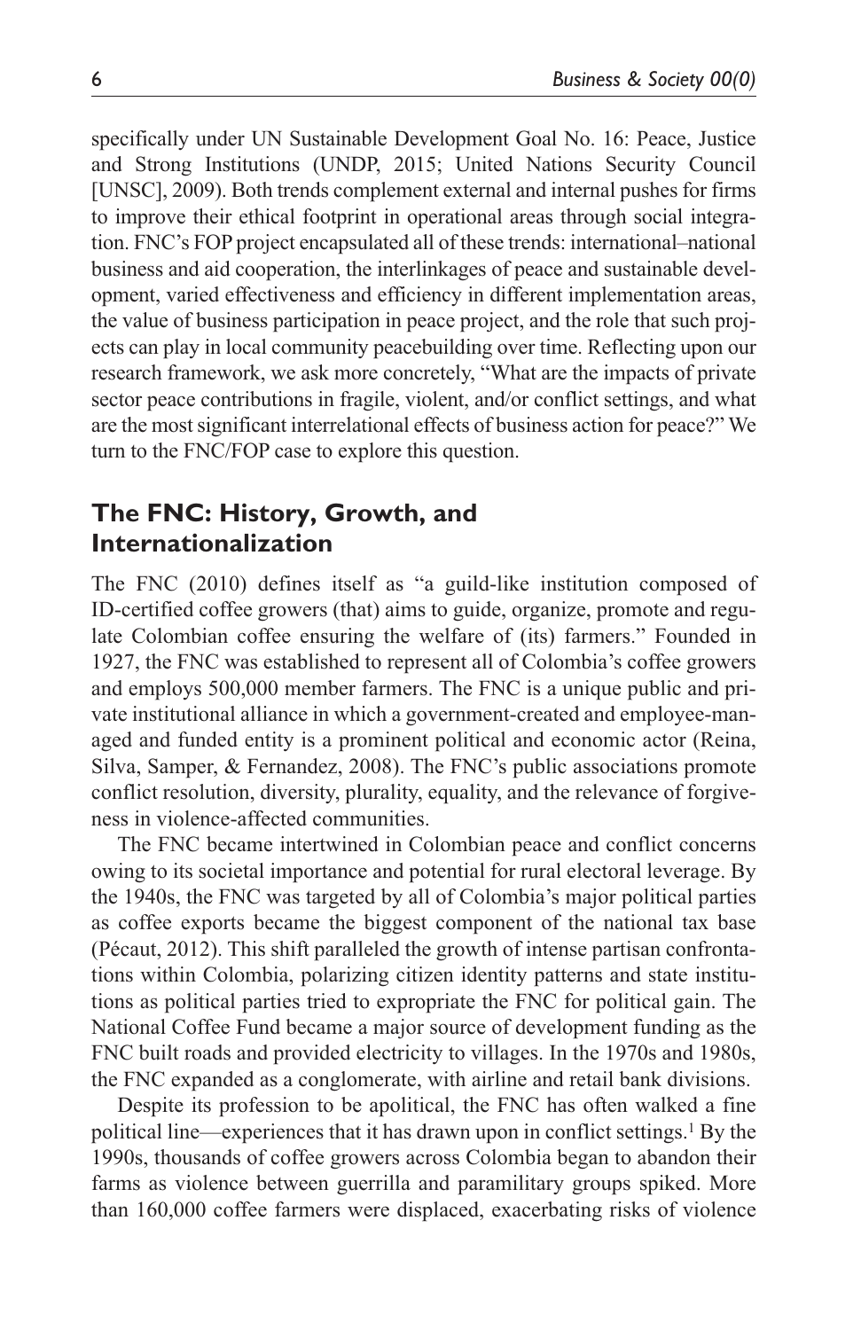specifically under UN Sustainable Development Goal No. 16: Peace, Justice and Strong Institutions (UNDP, 2015; United Nations Security Council [UNSC], 2009). Both trends complement external and internal pushes for firms to improve their ethical footprint in operational areas through social integration. FNC's FOP project encapsulated all of these trends: international–national business and aid cooperation, the interlinkages of peace and sustainable development, varied effectiveness and efficiency in different implementation areas, the value of business participation in peace project, and the role that such projects can play in local community peacebuilding over time. Reflecting upon our research framework, we ask more concretely, "What are the impacts of private sector peace contributions in fragile, violent, and/or conflict settings, and what are the most significant interrelational effects of business action for peace?" We turn to the FNC/FOP case to explore this question.

## The FNC: History, Growth, and Internationalization

The FNC (2010) defines itself as "a guild-like institution composed of ID-certified coffee growers (that) aims to guide, organize, promote and regulate Colombian coffee ensuring the welfare of (its) farmers." Founded in 1927, the FNC was established to represent all of Colombia's coffee growers and employs 500,000 member farmers. The FNC is a unique public and private institutional alliance in which a government-created and employee-managed and funded entity is a prominent political and economic actor (Reina, Silva, Samper, & Fernandez, 2008). The FNC's public associations promote conflict resolution, diversity, plurality, equality, and the relevance of forgiveness in violence-affected communities.

The FNC became intertwined in Colombian peace and conflict concerns owing to its societal importance and potential for rural electoral leverage. By the 1940s, the FNC was targeted by all of Colombia's major political parties as coffee exports became the biggest component of the national tax base (Pécaut, 2012). This shift paralleled the growth of intense partisan confrontations within Colombia, polarizing citizen identity patterns and state institutions as political parties tried to expropriate the FNC for political gain. The National Coffee Fund became a major source of development funding as the FNC built roads and provided electricity to villages. In the 1970s and 1980s, the FNC expanded as a conglomerate, with airline and retail bank divisions.

Despite its profession to be apolitical, the FNC has often walked a fine political line—experiences that it has drawn upon in conflict settings.[1] By the 1990s, thousands of coffee growers across Colombia began to abandon their farms as violence between guerrilla and paramilitary groups spiked. More than 160,000 coffee farmers were displaced, exacerbating risks of violence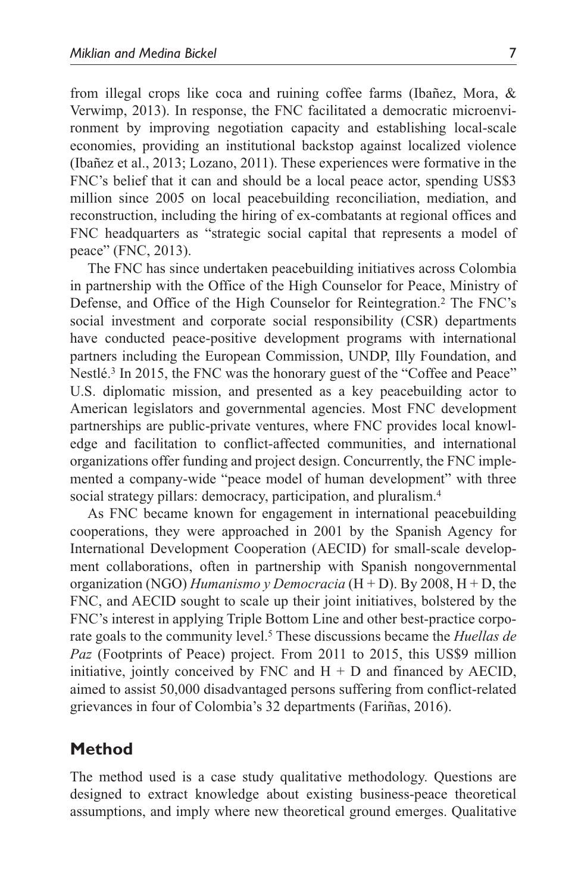from illegal crops like coca and ruining coffee farms (Ibañez, Mora, & Verwimp, 2013). In response, the FNC facilitated a democratic microenvironment by improving negotiation capacity and establishing local-scale economies, providing an institutional backstop against localized violence (Ibañez et al., 2013; Lozano, 2011). These experiences were formative in the FNC's belief that it can and should be a local peace actor, spending US$3 million since 2005 on local peacebuilding reconciliation, mediation, and reconstruction, including the hiring of ex-combatants at regional offices and FNC headquarters as "strategic social capital that represents a model of peace" (FNC, 2013).

The FNC has since undertaken peacebuilding initiatives across Colombia in partnership with the Office of the High Counselor for Peace, Ministry of Defense, and Office of the High Counselor for Reintegration.[2] The FNC's social investment and corporate social responsibility (CSR) departments have conducted peace-positive development programs with international partners including the European Commission, UNDP, Illy Foundation, and Nestlé.[3] In 2015, the FNC was the honorary guest of the "Coffee and Peace" U.S. diplomatic mission, and presented as a key peacebuilding actor to American legislators and governmental agencies. Most FNC development partnerships are public-private ventures, where FNC provides local knowledge and facilitation to conflict-affected communities, and international organizations offer funding and project design. Concurrently, the FNC implemented a company-wide "peace model of human development" with three social strategy pillars: democracy, participation, and pluralism.[4]

As FNC became known for engagement in international peacebuilding cooperations, they were approached in 2001 by the Spanish Agency for International Development Cooperation (AECID) for small-scale development collaborations, often in partnership with Spanish nongovernmental organization (NGO) *Humanismo y Democracia* (H + D). By 2008, H + D, the FNC, and AECID sought to scale up their joint initiatives, bolstered by the FNC's interest in applying Triple Bottom Line and other best-practice corporate goals to the community level.[5] These discussions became the *Huellas de Paz* (Footprints of Peace) project. From 2011 to 2015, this US$9 million initiative, jointly conceived by FNC and H + D and financed by AECID, aimed to assist 50,000 disadvantaged persons suffering from conflict-related grievances in four of Colombia's 32 departments (Fariñas, 2016).

## Method

The method used is a case study qualitative methodology. Questions are designed to extract knowledge about existing business-peace theoretical assumptions, and imply where new theoretical ground emerges. Qualitative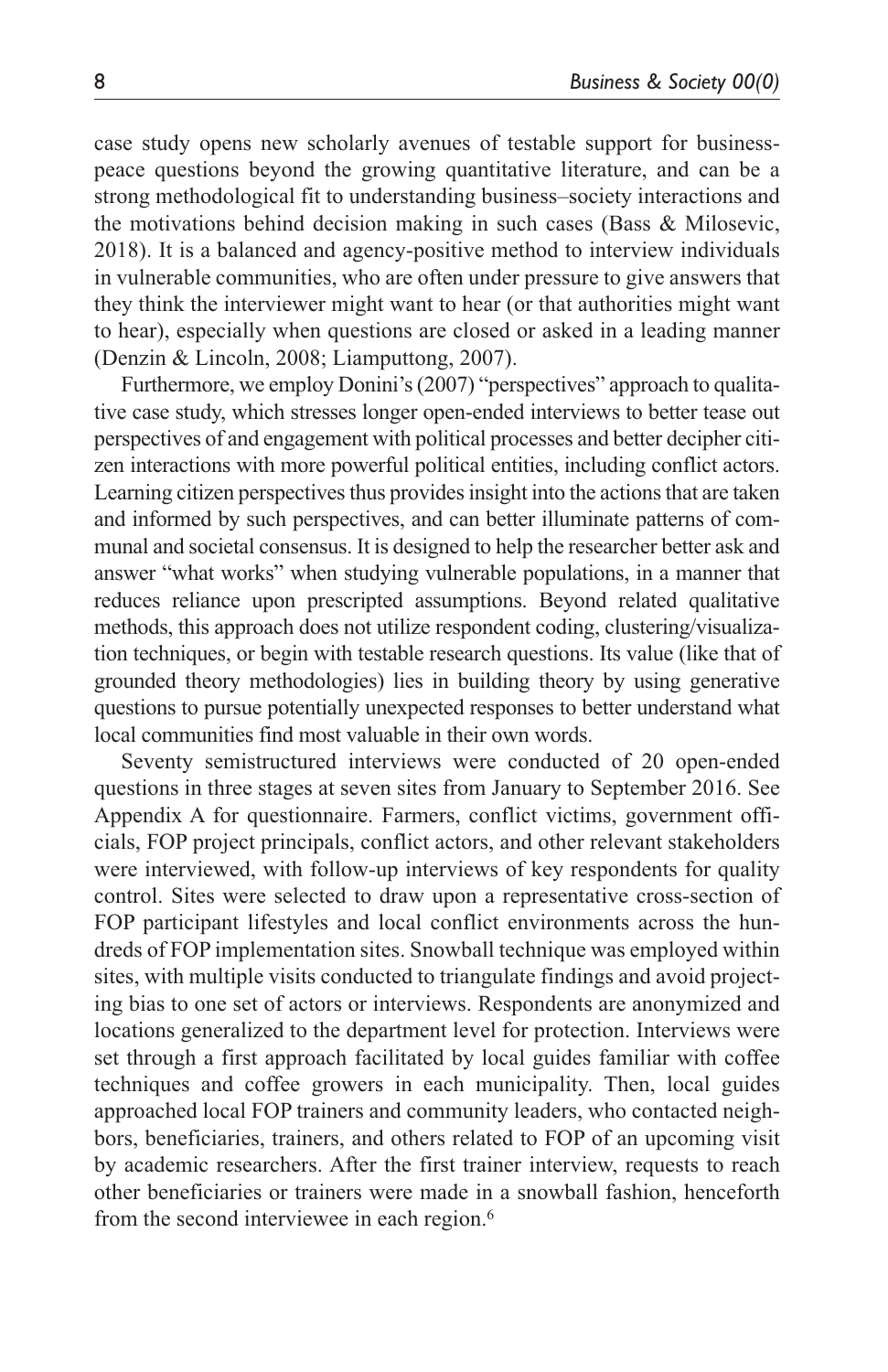case study opens new scholarly avenues of testable support for business-peace questions beyond the growing quantitative literature, and can be a strong methodological fit to understanding business–society interactions and the motivations behind decision making in such cases (Bass & Milosevic, 2018). It is a balanced and agency-positive method to interview individuals in vulnerable communities, who are often under pressure to give answers that they think the interviewer might want to hear (or that authorities might want to hear), especially when questions are closed or asked in a leading manner (Denzin & Lincoln, 2008; Liamputtong, 2007).

Furthermore, we employ Donini's (2007) "perspectives" approach to qualitative case study, which stresses longer open-ended interviews to better tease out perspectives of and engagement with political processes and better decipher citizen interactions with more powerful political entities, including conflict actors. Learning citizen perspectives thus provides insight into the actions that are taken and informed by such perspectives, and can better illuminate patterns of communal and societal consensus. It is designed to help the researcher better ask and answer "what works" when studying vulnerable populations, in a manner that reduces reliance upon prescripted assumptions. Beyond related qualitative methods, this approach does not utilize respondent coding, clustering/visualization techniques, or begin with testable research questions. Its value (like that of grounded theory methodologies) lies in building theory by using generative questions to pursue potentially unexpected responses to better understand what local communities find most valuable in their own words.

Seventy semistructured interviews were conducted of 20 open-ended questions in three stages at seven sites from January to September 2016. See Appendix A for questionnaire. Farmers, conflict victims, government officials, FOP project principals, conflict actors, and other relevant stakeholders were interviewed, with follow-up interviews of key respondents for quality control. Sites were selected to draw upon a representative cross-section of FOP participant lifestyles and local conflict environments across the hundreds of FOP implementation sites. Snowball technique was employed within sites, with multiple visits conducted to triangulate findings and avoid projecting bias to one set of actors or interviews. Respondents are anonymized and locations generalized to the department level for protection. Interviews were set through a first approach facilitated by local guides familiar with coffee techniques and coffee growers in each municipality. Then, local guides approached local FOP trainers and community leaders, who contacted neighbors, beneficiaries, trainers, and others related to FOP of an upcoming visit by academic researchers. After the first trainer interview, requests to reach other beneficiaries or trainers were made in a snowball fashion, henceforth from the second interviewee in each region.[6]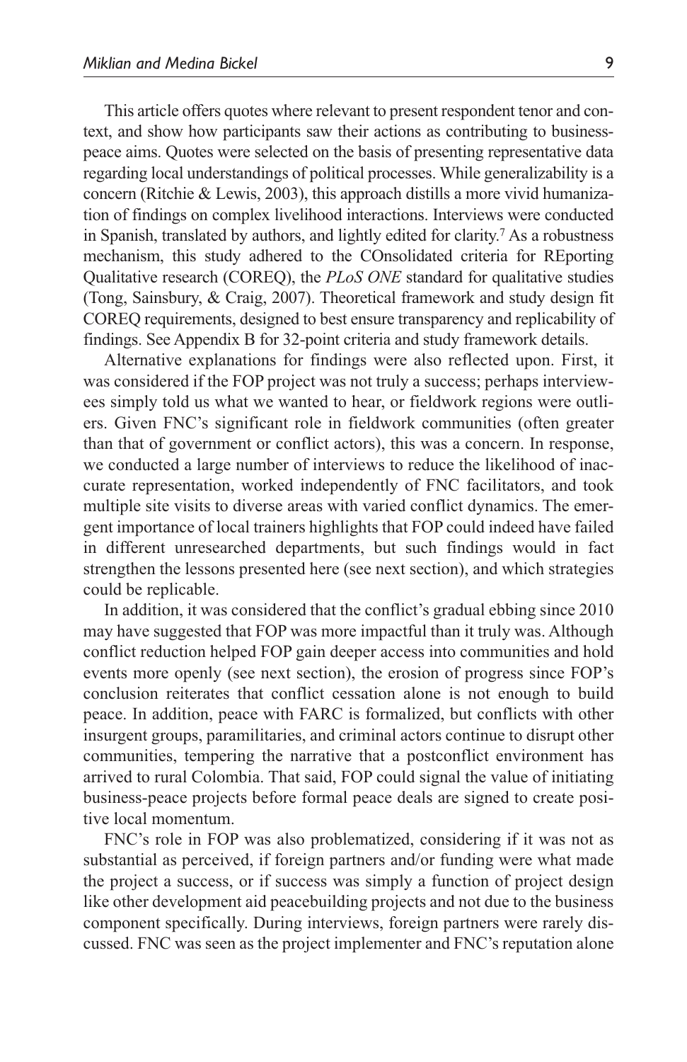This article offers quotes where relevant to present respondent tenor and context, and show how participants saw their actions as contributing to business-peace aims. Quotes were selected on the basis of presenting representative data regarding local understandings of political processes. While generalizability is a concern (Ritchie & Lewis, 2003), this approach distills a more vivid humanization of findings on complex livelihood interactions. Interviews were conducted in Spanish, translated by authors, and lightly edited for clarity.[7] As a robustness mechanism, this study adhered to the COnsolidated criteria for REporting Qualitative research (COREQ), the *PLoS ONE* standard for qualitative studies (Tong, Sainsbury, & Craig, 2007). Theoretical framework and study design fit COREQ requirements, designed to best ensure transparency and replicability of findings. See Appendix B for 32-point criteria and study framework details.

Alternative explanations for findings were also reflected upon. First, it was considered if the FOP project was not truly a success; perhaps interviewees simply told us what we wanted to hear, or fieldwork regions were outliers. Given FNC's significant role in fieldwork communities (often greater than that of government or conflict actors), this was a concern. In response, we conducted a large number of interviews to reduce the likelihood of inaccurate representation, worked independently of FNC facilitators, and took multiple site visits to diverse areas with varied conflict dynamics. The emergent importance of local trainers highlights that FOP could indeed have failed in different unresearched departments, but such findings would in fact strengthen the lessons presented here (see next section), and which strategies could be replicable.

In addition, it was considered that the conflict's gradual ebbing since 2010 may have suggested that FOP was more impactful than it truly was. Although conflict reduction helped FOP gain deeper access into communities and hold events more openly (see next section), the erosion of progress since FOP's conclusion reiterates that conflict cessation alone is not enough to build peace. In addition, peace with FARC is formalized, but conflicts with other insurgent groups, paramilitaries, and criminal actors continue to disrupt other communities, tempering the narrative that a postconflict environment has arrived to rural Colombia. That said, FOP could signal the value of initiating business-peace projects before formal peace deals are signed to create positive local momentum.

FNC's role in FOP was also problematized, considering if it was not as substantial as perceived, if foreign partners and/or funding were what made the project a success, or if success was simply a function of project design like other development aid peacebuilding projects and not due to the business component specifically. During interviews, foreign partners were rarely discussed. FNC was seen as the project implementer and FNC's reputation alone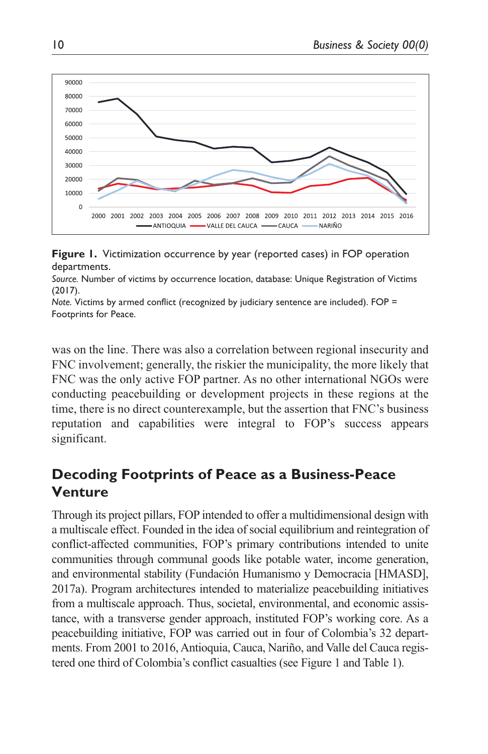**Figure 1.** Victimization occurrence by year (reported cases) in FOP operation departments.

*Source.* Number of victims by occurrence location, database: Unique Registration of Victims (2017).

*Note.* Victims by armed conflict (recognized by judiciary sentence are included). FOP = Footprints for Peace.

was on the line. There was also a correlation between regional insecurity and FNC involvement; generally, the riskier the municipality, the more likely that FNC was the only active FOP partner. As no other international NGOs were conducting peacebuilding or development projects in these regions at the time, there is no direct counterexample, but the assertion that FNC's business reputation and capabilities were integral to FOP's success appears significant.

## Decoding Footprints of Peace as a Business-Peace Venture

Through its project pillars, FOP intended to offer a multidimensional design with a multiscale effect. Founded in the idea of social equilibrium and reintegration of conflict-affected communities, FOP's primary contributions intended to unite communities through communal goods like potable water, income generation, and environmental stability (Fundación Humanismo y Democracia [HMASD], 2017a). Program architectures intended to materialize peacebuilding initiatives from a multiscale approach. Thus, societal, environmental, and economic assistance, with a transverse gender approach, instituted FOP's working core. As a peacebuilding initiative, FOP was carried out in four of Colombia's 32 departments. From 2001 to 2016, Antioquia, Cauca, Nariño, and Valle del Cauca registered one third of Colombia's conflict casualties (see Figure 1 and Table 1).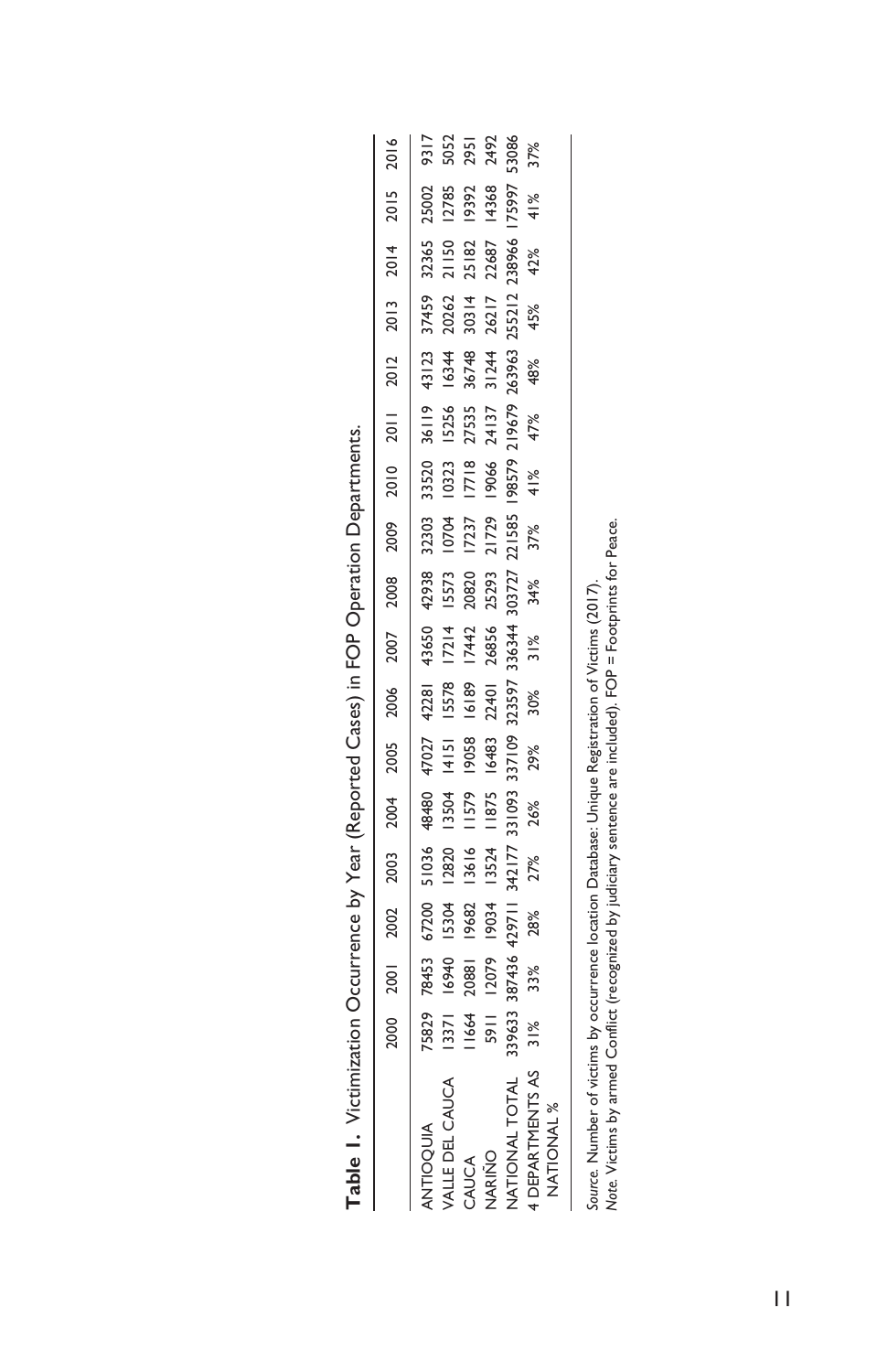**Table 1.** Victimization Occurrence by Year (Reported Cases) in FOP Operation Departments.

| | 2000 | 2001 | 2002 | 2003 | 2004 | 2005 | 2006 | 2007 | 2008 | 2009 | 2010 | 2011 | 2012 | 2013 | 2014 | 2015 | 2016 |
|---|---|---|---|---|---|---|---|---|---|---|---|---|---|---|---|---|---|
| ANTIOQUIA | 75829 | 78453 | 67200 | 51036 | 48480 | 47027 | 42281 | 43650 | 42938 | 32303 | 33520 | 36119 | 43123 | 37459 | 32365 | 25002 | 9317 |
| VALLE DEL CAUCA | 13371 | 16940 | 15304 | 12820 | 13504 | 14151 | 15578 | 17214 | 15573 | 10704 | 10323 | 15256 | 16344 | 20262 | 21150 | 12785 | 5052 |
| CAUCA | 11664 | 20881 | 19682 | 13616 | 11579 | 19058 | 16189 | 17442 | 20820 | 17237 | 17718 | 27535 | 36748 | 30314 | 25182 | 19392 | 2951 |
| NARIÑO | 5911 | 12079 | 19034 | 13524 | 11875 | 16483 | 22401 | 26856 | 25293 | 21729 | 19066 | 24137 | 31244 | 26217 | 22687 | 14368 | 2492 |
| NATIONAL TOTAL | 339633 | 387436 | 429711 | 342177 | 331093 | 337109 | 323597 | 336344 | 303727 | 221585 | 198579 | 219679 | 263963 | 255212 | 238966 | 175997 | 53086 |
| 4 DEPARTMENTS AS NATIONAL % | 31% | 33% | 28% | 27% | 26% | 29% | 30% | 31% | 34% | 37% | 41% | 47% | 48% | 45% | 42% | 41% | 37% |

*Source.* Number of victims by occurrence location Database: Unique Registration of Victims (2017).
*Note.* Victims by armed Conflict (recognized by judiciary sentence are included). FOP = Footprints for Peace.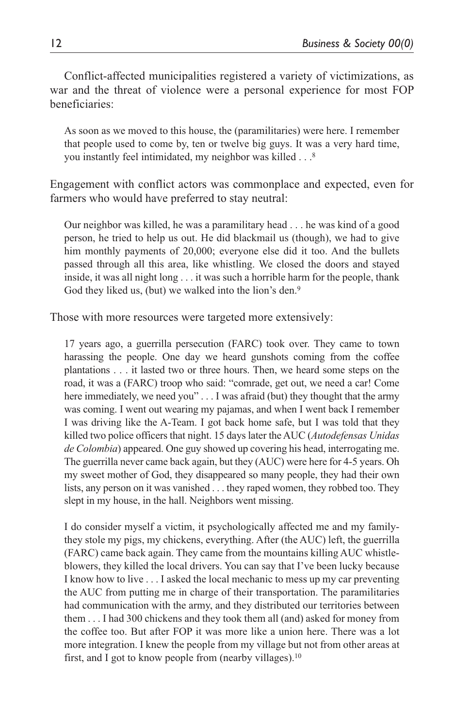Conflict-affected municipalities registered a variety of victimizations, as war and the threat of violence were a personal experience for most FOP beneficiaries:

> As soon as we moved to this house, the (paramilitaries) were here. I remember that people used to come by, ten or twelve big guys. It was a very hard time, you instantly feel intimidated, my neighbor was killed . . .[8]

Engagement with conflict actors was commonplace and expected, even for farmers who would have preferred to stay neutral:

> Our neighbor was killed, he was a paramilitary head . . . he was kind of a good person, he tried to help us out. He did blackmail us (though), we had to give him monthly payments of 20,000; everyone else did it too. And the bullets passed through all this area, like whistling. We closed the doors and stayed inside, it was all night long . . . it was such a horrible harm for the people, thank God they liked us, (but) we walked into the lion's den.[9]

Those with more resources were targeted more extensively:

> 17 years ago, a guerrilla persecution (FARC) took over. They came to town harassing the people. One day we heard gunshots coming from the coffee plantations . . . it lasted two or three hours. Then, we heard some steps on the road, it was a (FARC) troop who said: "comrade, get out, we need a car! Come here immediately, we need you" . . . I was afraid (but) they thought that the army was coming. I went out wearing my pajamas, and when I went back I remember I was driving like the A-Team. I got back home safe, but I was told that they killed two police officers that night. 15 days later the AUC (*Autodefensas Unidas de Colombia*) appeared. One guy showed up covering his head, interrogating me. The guerrilla never came back again, but they (AUC) were here for 4-5 years. Oh my sweet mother of God, they disappeared so many people, they had their own lists, any person on it was vanished . . . they raped women, they robbed too. They slept in my house, in the hall. Neighbors went missing.
>
> I do consider myself a victim, it psychologically affected me and my family- they stole my pigs, my chickens, everything. After (the AUC) left, the guerrilla (FARC) came back again. They came from the mountains killing AUC whistle-blowers, they killed the local drivers. You can say that I've been lucky because I know how to live . . . I asked the local mechanic to mess up my car preventing the AUC from putting me in charge of their transportation. The paramilitaries had communication with the army, and they distributed our territories between them . . . I had 300 chickens and they took them all (and) asked for money from the coffee too. But after FOP it was more like a union here. There was a lot more integration. I knew the people from my village but not from other areas at first, and I got to know people from (nearby villages).[10]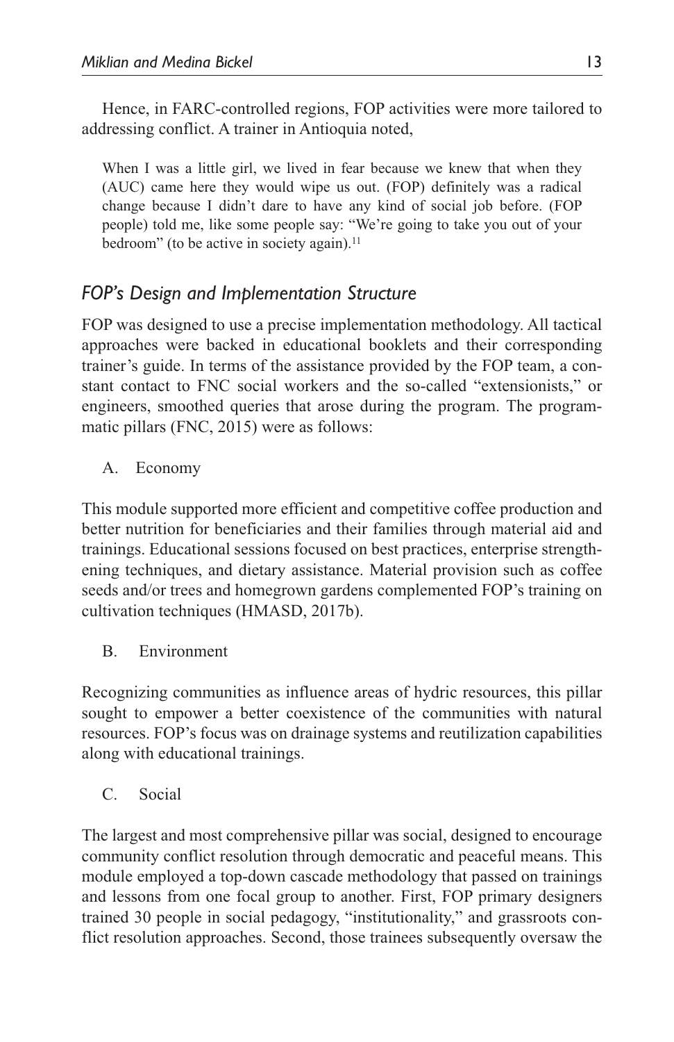Hence, in FARC-controlled regions, FOP activities were more tailored to addressing conflict. A trainer in Antioquia noted,

> When I was a little girl, we lived in fear because we knew that when they (AUC) came here they would wipe us out. (FOP) definitely was a radical change because I didn't dare to have any kind of social job before. (FOP people) told me, like some people say: "We're going to take you out of your bedroom" (to be active in society again).[11]

## *FOP's Design and Implementation Structure*

FOP was designed to use a precise implementation methodology. All tactical approaches were backed in educational booklets and their corresponding trainer's guide. In terms of the assistance provided by the FOP team, a constant contact to FNC social workers and the so-called "extensionists," or engineers, smoothed queries that arose during the program. The programmatic pillars (FNC, 2015) were as follows:

A. Economy

This module supported more efficient and competitive coffee production and better nutrition for beneficiaries and their families through material aid and trainings. Educational sessions focused on best practices, enterprise strengthening techniques, and dietary assistance. Material provision such as coffee seeds and/or trees and homegrown gardens complemented FOP's training on cultivation techniques (HMASD, 2017b).

B. Environment

Recognizing communities as influence areas of hydric resources, this pillar sought to empower a better coexistence of the communities with natural resources. FOP's focus was on drainage systems and reutilization capabilities along with educational trainings.

C. Social

The largest and most comprehensive pillar was social, designed to encourage community conflict resolution through democratic and peaceful means. This module employed a top-down cascade methodology that passed on trainings and lessons from one focal group to another. First, FOP primary designers trained 30 people in social pedagogy, "institutionality," and grassroots conflict resolution approaches. Second, those trainees subsequently oversaw the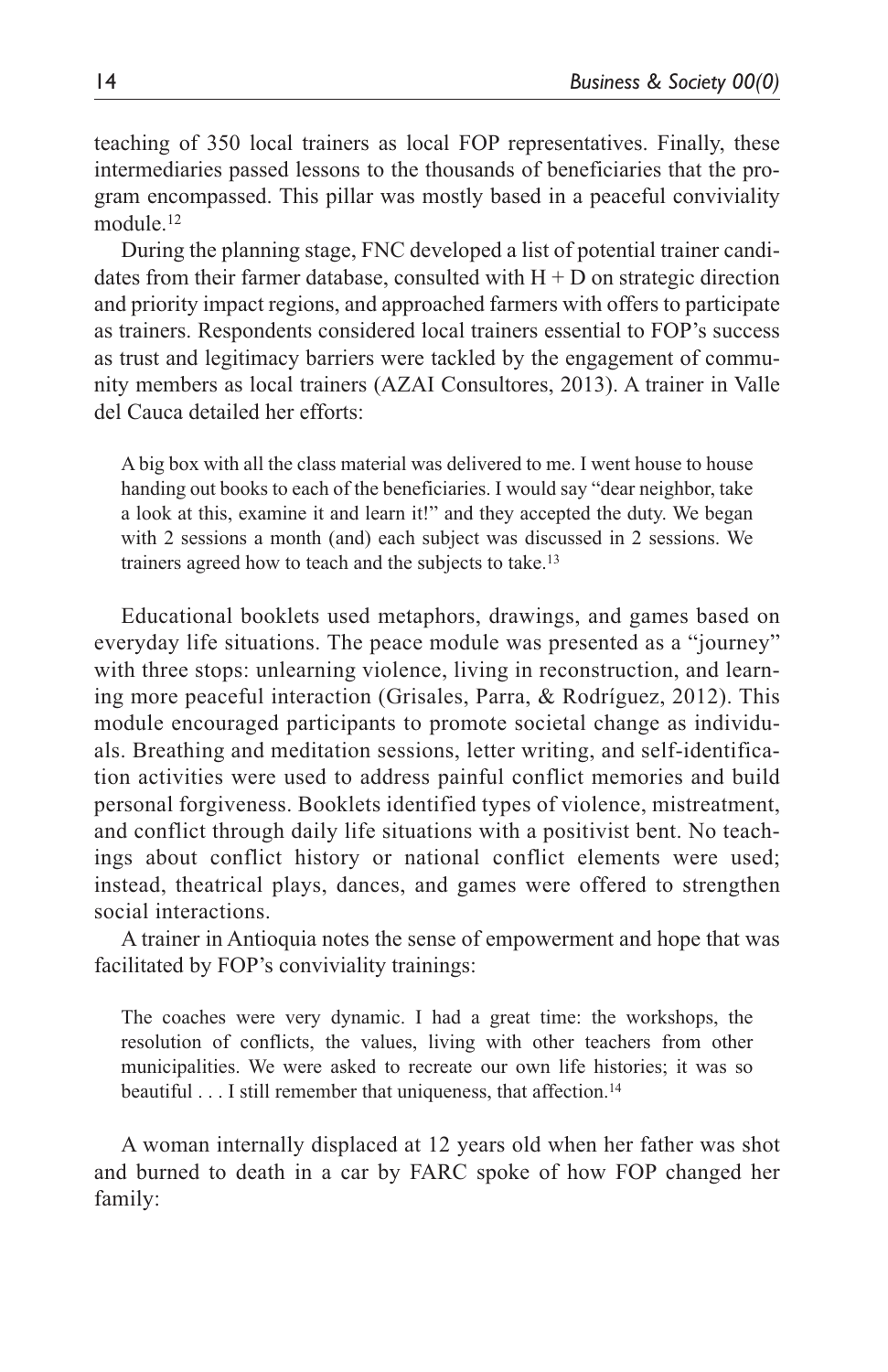teaching of 350 local trainers as local FOP representatives. Finally, these intermediaries passed lessons to the thousands of beneficiaries that the program encompassed. This pillar was mostly based in a peaceful conviviality module.[12]

During the planning stage, FNC developed a list of potential trainer candidates from their farmer database, consulted with H + D on strategic direction and priority impact regions, and approached farmers with offers to participate as trainers. Respondents considered local trainers essential to FOP's success as trust and legitimacy barriers were tackled by the engagement of community members as local trainers (AZAI Consultores, 2013). A trainer in Valle del Cauca detailed her efforts:

> A big box with all the class material was delivered to me. I went house to house handing out books to each of the beneficiaries. I would say "dear neighbor, take a look at this, examine it and learn it!" and they accepted the duty. We began with 2 sessions a month (and) each subject was discussed in 2 sessions. We trainers agreed how to teach and the subjects to take.[13]

Educational booklets used metaphors, drawings, and games based on everyday life situations. The peace module was presented as a "journey" with three stops: unlearning violence, living in reconstruction, and learning more peaceful interaction (Grisales, Parra, & Rodríguez, 2012). This module encouraged participants to promote societal change as individuals. Breathing and meditation sessions, letter writing, and self-identification activities were used to address painful conflict memories and build personal forgiveness. Booklets identified types of violence, mistreatment, and conflict through daily life situations with a positivist bent. No teachings about conflict history or national conflict elements were used; instead, theatrical plays, dances, and games were offered to strengthen social interactions.

A trainer in Antioquia notes the sense of empowerment and hope that was facilitated by FOP's conviviality trainings:

> The coaches were very dynamic. I had a great time: the workshops, the resolution of conflicts, the values, living with other teachers from other municipalities. We were asked to recreate our own life histories; it was so beautiful . . . I still remember that uniqueness, that affection.[14]

A woman internally displaced at 12 years old when her father was shot and burned to death in a car by FARC spoke of how FOP changed her family: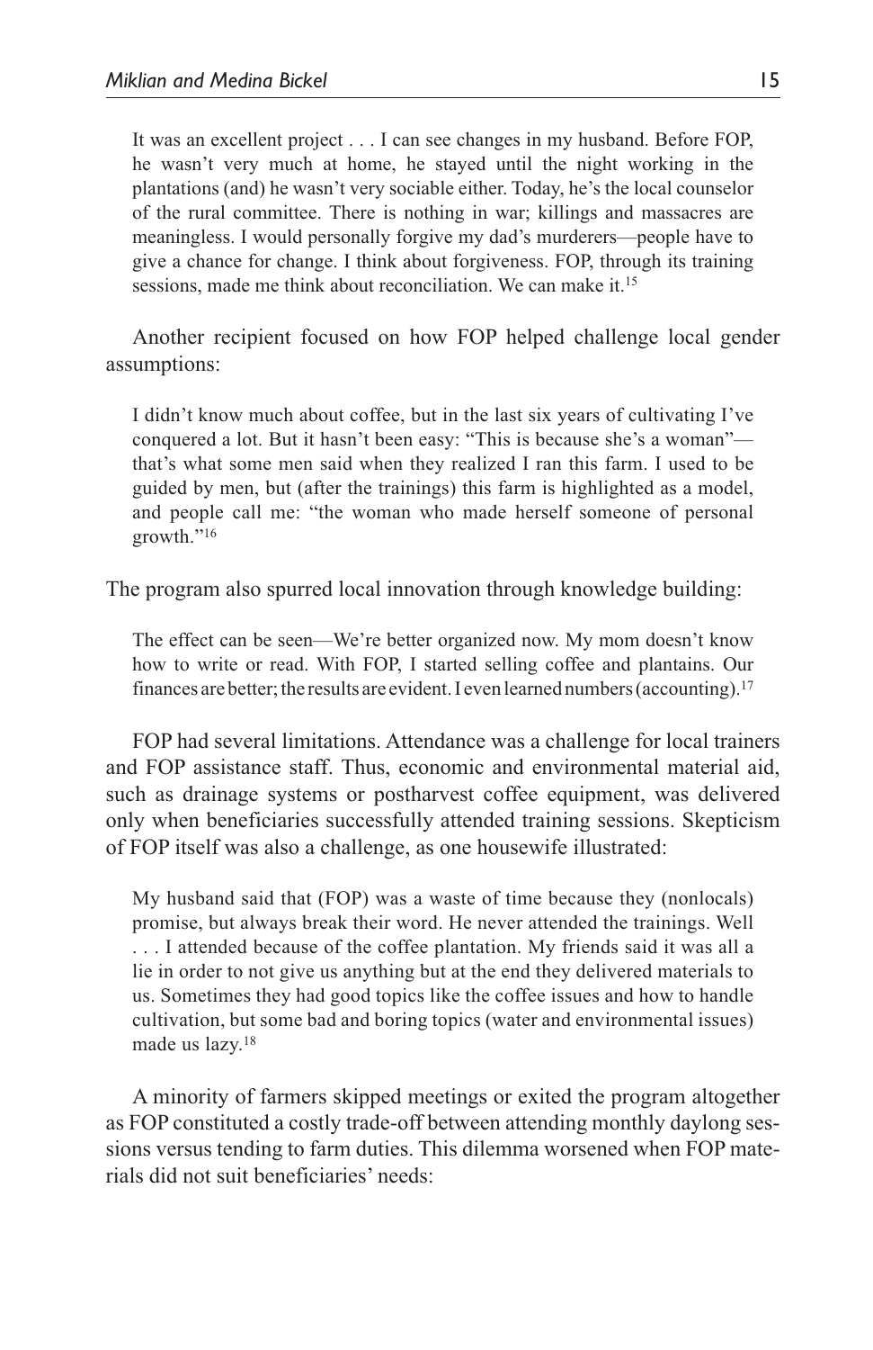> It was an excellent project . . . I can see changes in my husband. Before FOP, he wasn't very much at home, he stayed until the night working in the plantations (and) he wasn't very sociable either. Today, he's the local counselor of the rural committee. There is nothing in war; killings and massacres are meaningless. I would personally forgive my dad's murderers—people have to give a chance for change. I think about forgiveness. FOP, through its training sessions, made me think about reconciliation. We can make it.[15]

Another recipient focused on how FOP helped challenge local gender assumptions:

> I didn't know much about coffee, but in the last six years of cultivating I've conquered a lot. But it hasn't been easy: "This is because she's a woman"—that's what some men said when they realized I ran this farm. I used to be guided by men, but (after the trainings) this farm is highlighted as a model, and people call me: "the woman who made herself someone of personal growth."[16]

The program also spurred local innovation through knowledge building:

> The effect can be seen—We're better organized now. My mom doesn't know how to write or read. With FOP, I started selling coffee and plantains. Our finances are better; the results are evident. I even learned numbers (accounting).[17]

FOP had several limitations. Attendance was a challenge for local trainers and FOP assistance staff. Thus, economic and environmental material aid, such as drainage systems or postharvest coffee equipment, was delivered only when beneficiaries successfully attended training sessions. Skepticism of FOP itself was also a challenge, as one housewife illustrated:

> My husband said that (FOP) was a waste of time because they (nonlocals) promise, but always break their word. He never attended the trainings. Well . . . I attended because of the coffee plantation. My friends said it was all a lie in order to not give us anything but at the end they delivered materials to us. Sometimes they had good topics like the coffee issues and how to handle cultivation, but some bad and boring topics (water and environmental issues) made us lazy.[18]

A minority of farmers skipped meetings or exited the program altogether as FOP constituted a costly trade-off between attending monthly daylong sessions versus tending to farm duties. This dilemma worsened when FOP materials did not suit beneficiaries' needs: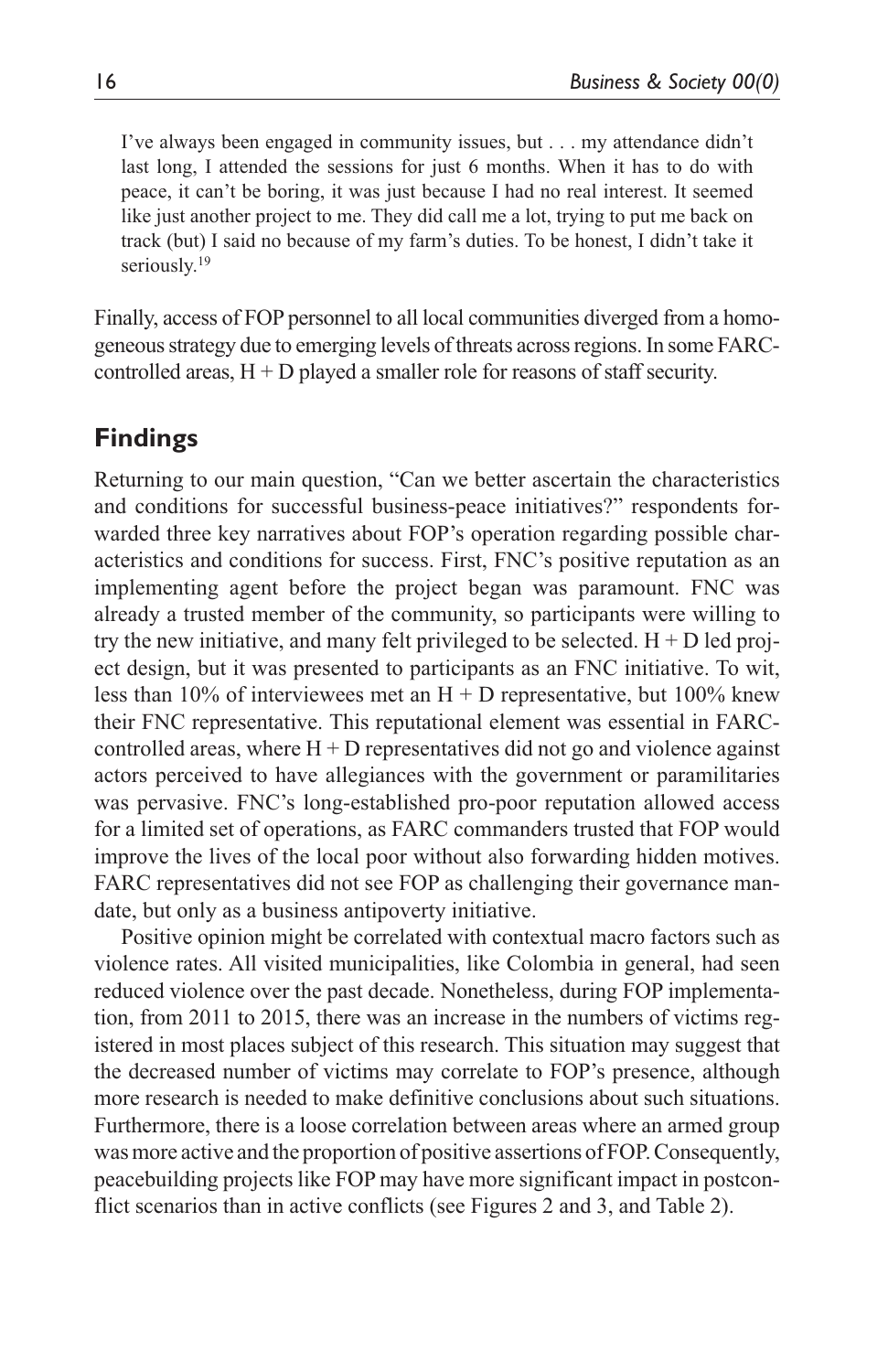> I've always been engaged in community issues, but . . . my attendance didn't last long, I attended the sessions for just 6 months. When it has to do with peace, it can't be boring, it was just because I had no real interest. It seemed like just another project to me. They did call me a lot, trying to put me back on track (but) I said no because of my farm's duties. To be honest, I didn't take it seriously.[19]

Finally, access of FOP personnel to all local communities diverged from a homogeneous strategy due to emerging levels of threats across regions. In some FARC-controlled areas, H + D played a smaller role for reasons of staff security.

## Findings

Returning to our main question, "Can we better ascertain the characteristics and conditions for successful business-peace initiatives?" respondents forwarded three key narratives about FOP's operation regarding possible characteristics and conditions for success. First, FNC's positive reputation as an implementing agent before the project began was paramount. FNC was already a trusted member of the community, so participants were willing to try the new initiative, and many felt privileged to be selected. H + D led project design, but it was presented to participants as an FNC initiative. To wit, less than 10% of interviewees met an H + D representative, but 100% knew their FNC representative. This reputational element was essential in FARC-controlled areas, where H + D representatives did not go and violence against actors perceived to have allegiances with the government or paramilitaries was pervasive. FNC's long-established pro-poor reputation allowed access for a limited set of operations, as FARC commanders trusted that FOP would improve the lives of the local poor without also forwarding hidden motives. FARC representatives did not see FOP as challenging their governance mandate, but only as a business antipoverty initiative.

Positive opinion might be correlated with contextual macro factors such as violence rates. All visited municipalities, like Colombia in general, had seen reduced violence over the past decade. Nonetheless, during FOP implementation, from 2011 to 2015, there was an increase in the numbers of victims registered in most places subject of this research. This situation may suggest that the decreased number of victims may correlate to FOP's presence, although more research is needed to make definitive conclusions about such situations. Furthermore, there is a loose correlation between areas where an armed group was more active and the proportion of positive assertions of FOP. Consequently, peacebuilding projects like FOP may have more significant impact in postconflict scenarios than in active conflicts (see Figures 2 and 3, and Table 2).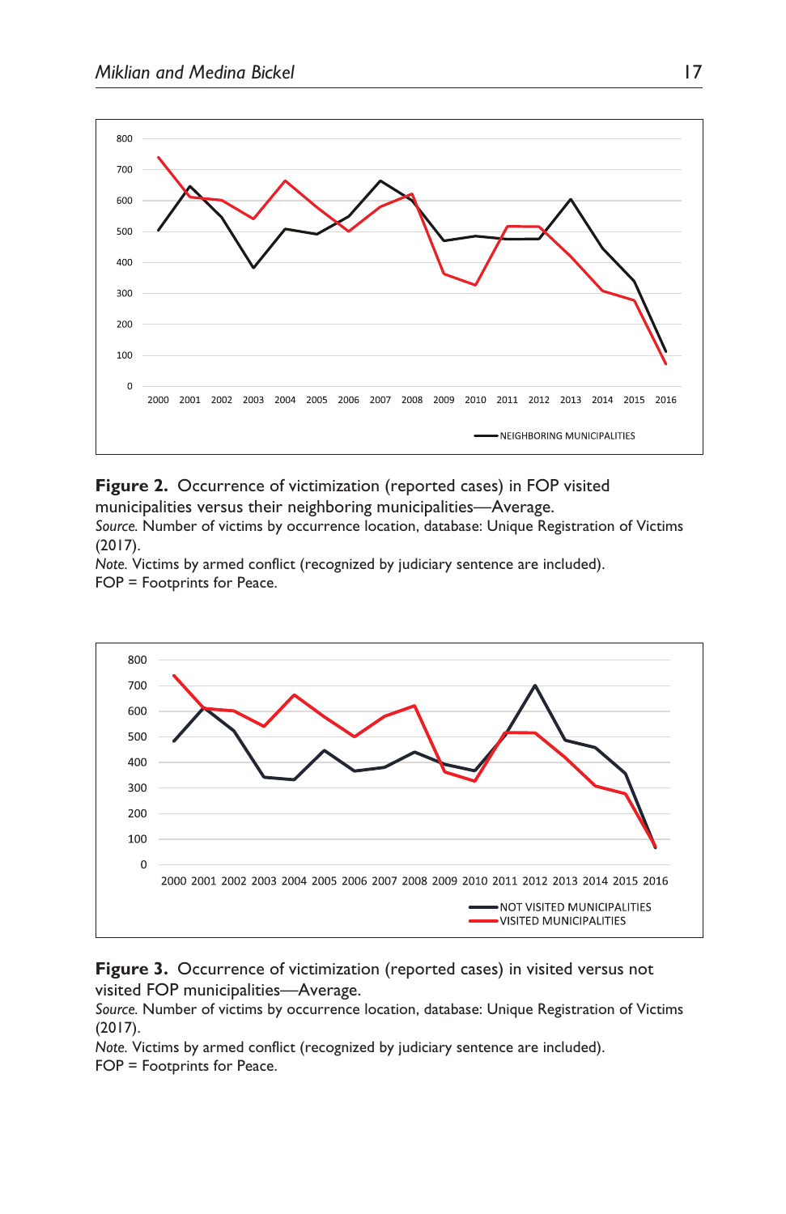**Figure 2.** Occurrence of victimization (reported cases) in FOP visited municipalities versus their neighboring municipalities—Average.

*Source.* Number of victims by occurrence location, database: Unique Registration of Victims (2017).

*Note.* Victims by armed conflict (recognized by judiciary sentence are included).

FOP = Footprints for Peace.

**Figure 3.** Occurrence of victimization (reported cases) in visited versus not visited FOP municipalities—Average.

*Source.* Number of victims by occurrence location, database: Unique Registration of Victims (2017).

*Note.* Victims by armed conflict (recognized by judiciary sentence are included).

FOP = Footprints for Peace.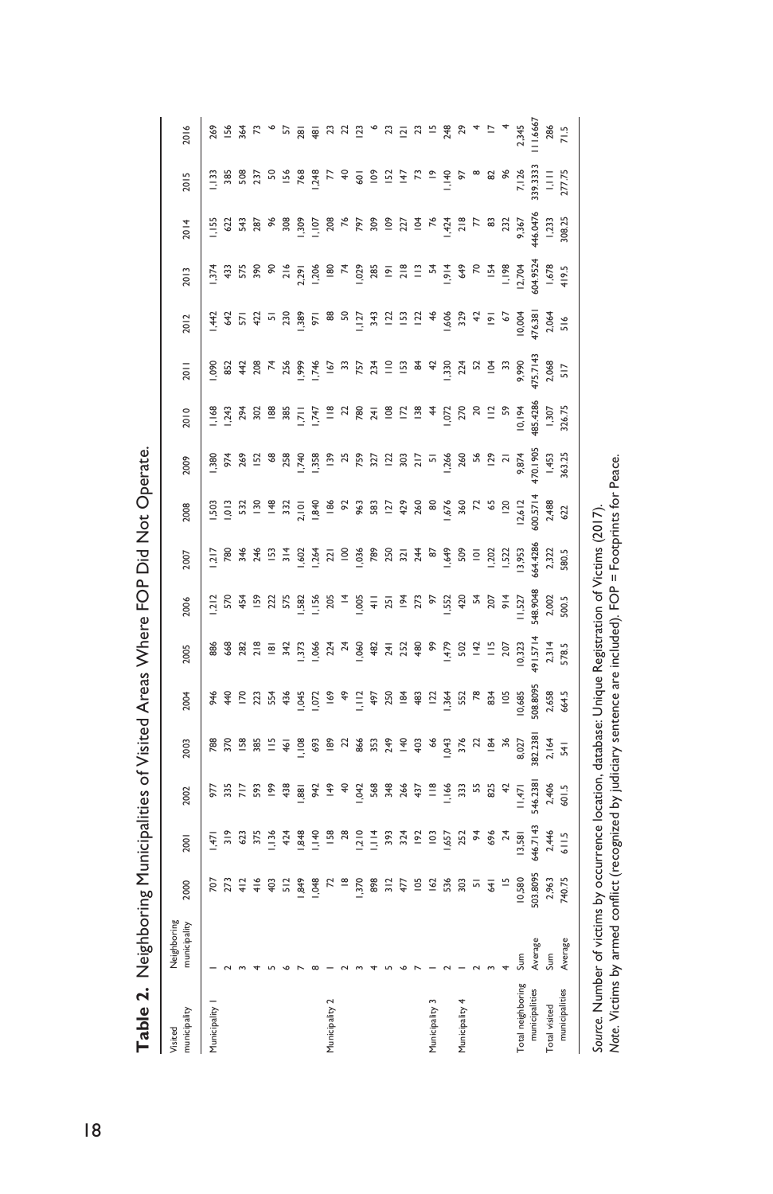**Table 2.** Neighboring Municipalities of Visited Areas Where FOP Did Not Operate.

| Visited municipality | Neighboring municipality | 2000 | 2001 | 2002 | 2003 | 2004 | 2005 | 2006 | 2007 | 2008 | 2009 | 2010 | 2011 | 2012 | 2013 | 2014 | 2015 | 2016 |
|---|---|---|---|---|---|---|---|---|---|---|---|---|---|---|---|---|---|---|
| Municipality 1 | 1 | 707 | 1,471 | 977 | 788 | 946 | 886 | 1,212 | 1,217 | 1,503 | 1,380 | 1,168 | 1,090 | 1,442 | 1,374 | 1,155 | 1,133 | 269 |
| | 2 | 273 | 319 | 335 | 370 | 440 | 668 | 570 | 780 | 1,013 | 974 | 1,243 | 852 | 642 | 433 | 622 | 385 | 156 |
| | 3 | 412 | 623 | 717 | 158 | 170 | 282 | 454 | 346 | 532 | 269 | 294 | 442 | 571 | 575 | 543 | 508 | 364 |
| | 4 | 416 | 375 | 593 | 385 | 223 | 218 | 159 | 246 | 130 | 152 | 302 | 208 | 422 | 390 | 287 | 237 | 73 |
| | 5 | 403 | 1,136 | 199 | 115 | 554 | 181 | 222 | 153 | 148 | 68 | 188 | 74 | 51 | 90 | 96 | 50 | 6 |
| | 6 | 512 | 424 | 438 | 461 | 436 | 342 | 575 | 314 | 332 | 258 | 385 | 256 | 230 | 216 | 308 | 156 | 57 |
| | 7 | 1,849 | 1,848 | 1,881 | 1,108 | 1,045 | 1,373 | 1,582 | 1,602 | 2,101 | 1,740 | 1,711 | 1,999 | 1,389 | 2,291 | 1,309 | 768 | 281 |
| | 8 | 1,048 | 1,140 | 942 | 693 | 1,072 | 1,066 | 1,156 | 1,264 | 1,840 | 1,358 | 1,747 | 1,746 | 971 | 1,206 | 1,107 | 1,248 | 481 |
| Municipality 2 | 1 | 72 | 158 | 149 | 189 | 169 | 224 | 205 | 221 | 186 | 139 | 118 | 167 | 88 | 180 | 208 | 77 | 23 |
| | 2 | 18 | 28 | 40 | 22 | 49 | 24 | 14 | 100 | 92 | 25 | 22 | 33 | 50 | 74 | 76 | 40 | 22 |
| | 3 | 1,370 | 1,210 | 1,042 | 866 | 1,112 | 1,060 | 1,005 | 1,036 | 963 | 759 | 780 | 757 | 1,127 | 1,029 | 797 | 601 | 123 |
| | 4 | 898 | 1,114 | 568 | 353 | 497 | 482 | 411 | 789 | 583 | 327 | 241 | 234 | 343 | 285 | 309 | 109 | 6 |
| | 5 | 312 | 393 | 348 | 249 | 250 | 241 | 251 | 250 | 127 | 122 | 108 | 110 | 122 | 191 | 109 | 152 | 23 |
| | 6 | 477 | 324 | 266 | 140 | 184 | 252 | 194 | 321 | 429 | 303 | 172 | 153 | 153 | 218 | 227 | 147 | 121 |
| | 7 | 105 | 192 | 437 | 403 | 483 | 480 | 273 | 244 | 260 | 217 | 138 | 84 | 122 | 113 | 104 | 73 | 23 |
| Municipality 3 | 1 | 162 | 103 | 118 | 66 | 122 | 99 | 97 | 87 | 80 | 51 | 44 | 42 | 46 | 54 | 76 | 19 | 15 |
| | 2 | 536 | 1,657 | 1,166 | 1,043 | 1,364 | 1,479 | 1,552 | 1,649 | 1,676 | 1,266 | 1,072 | 1,330 | 1,606 | 1,914 | 1,424 | 1,140 | 248 |
| Municipality 4 | 1 | 303 | 252 | 333 | 376 | 552 | 502 | 420 | 509 | 360 | 260 | 270 | 224 | 329 | 649 | 218 | 97 | 29 |
| | 2 | 51 | 94 | 55 | 22 | 78 | 142 | 54 | 101 | 72 | 56 | 20 | 52 | 42 | 70 | 77 | 8 | 4 |
| | 3 | 641 | 696 | 825 | 184 | 834 | 115 | 207 | 1,202 | 65 | 129 | 112 | 104 | 191 | 154 | 83 | 82 | 17 |
| | 4 | 15 | 24 | 42 | 36 | 105 | 207 | 914 | 1,522 | 120 | 21 | 59 | 33 | 67 | 1,198 | 232 | 96 | 4 |
| Total neighboring municipalities | Sum | 10,580 | 13,581 | 11,471 | 8,027 | 10,685 | 10,323 | 11,527 | 13,953 | 12,612 | 9,874 | 10,194 | 9,990 | 10,004 | 12,704 | 9,367 | 7,126 | 2,345 |
| | Average | 503.8095 | 646.7143 | 546.2381 | 382.2381 | 508.8095 | 491.5714 | 548.9048 | 664.4286 | 600.5714 | 470.1905 | 485.4286 | 475.7143 | 476.381 | 604.9524 | 446.0476 | 339.3333 | 111.6667 |
| Total visited municipalities | Sum | 2,963 | 2,446 | 2,406 | 2,164 | 2,658 | 2,314 | 2,002 | 2,322 | 2,488 | 1,453 | 1,307 | 2,068 | 2,064 | 1,678 | 1,233 | 1,111 | 286 |
| | Average | 740.75 | 611.5 | 601.5 | 541 | 664.5 | 578.5 | 500.5 | 580.5 | 622 | 363.25 | 326.75 | 517 | 516 | 419.5 | 308.25 | 277.75 | 71.5 |

*Source.* Number of victims by occurrence location, database: Unique Registration of Victims (2017).
*Note.* Victims by armed conflict (recognized by judiciary sentence are included). FOP = Footprints for Peace.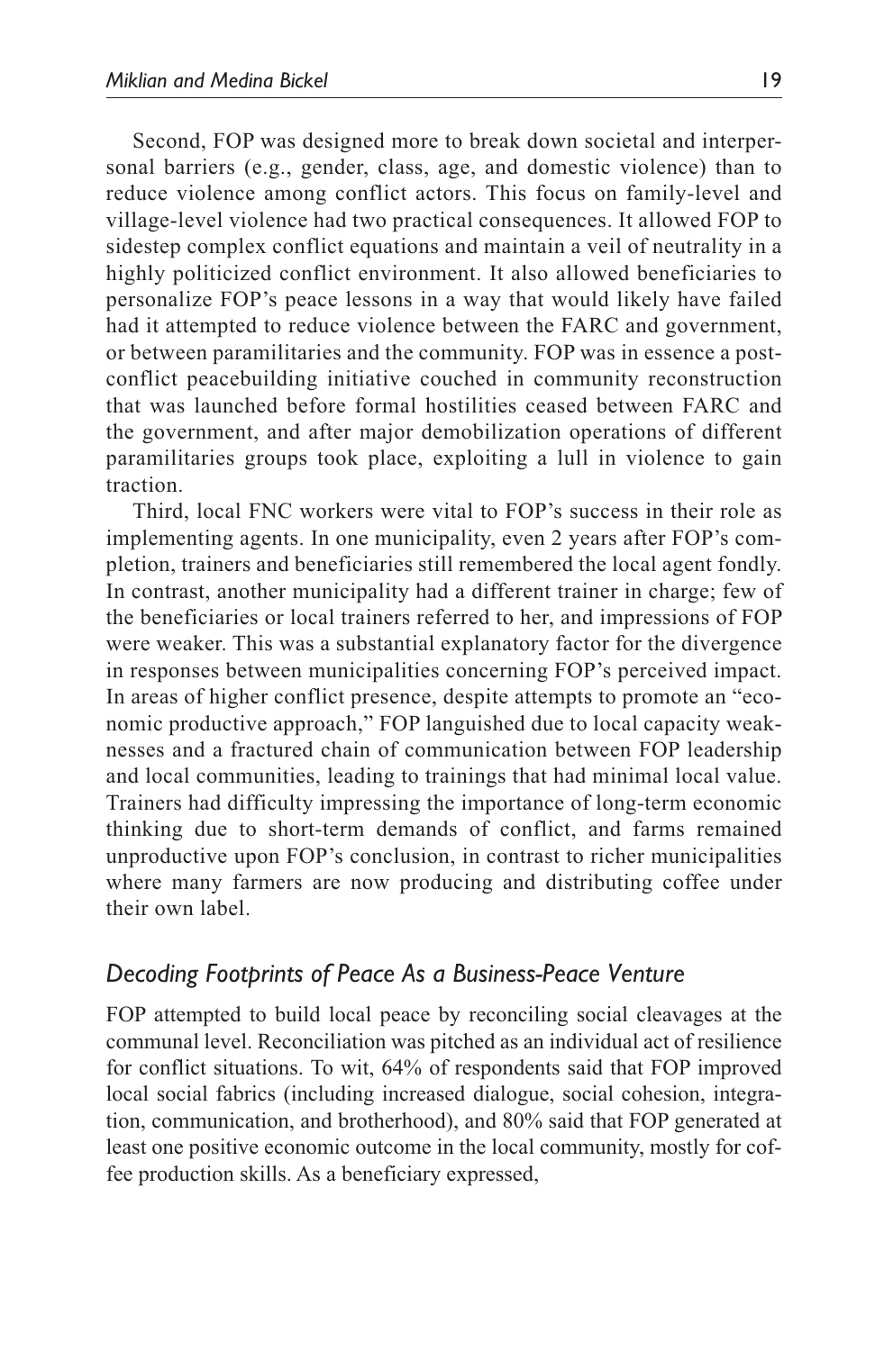Second, FOP was designed more to break down societal and interpersonal barriers (e.g., gender, class, age, and domestic violence) than to reduce violence among conflict actors. This focus on family-level and village-level violence had two practical consequences. It allowed FOP to sidestep complex conflict equations and maintain a veil of neutrality in a highly politicized conflict environment. It also allowed beneficiaries to personalize FOP's peace lessons in a way that would likely have failed had it attempted to reduce violence between the FARC and government, or between paramilitaries and the community. FOP was in essence a post-conflict peacebuilding initiative couched in community reconstruction that was launched before formal hostilities ceased between FARC and the government, and after major demobilization operations of different paramilitaries groups took place, exploiting a lull in violence to gain traction.

Third, local FNC workers were vital to FOP's success in their role as implementing agents. In one municipality, even 2 years after FOP's completion, trainers and beneficiaries still remembered the local agent fondly. In contrast, another municipality had a different trainer in charge; few of the beneficiaries or local trainers referred to her, and impressions of FOP were weaker. This was a substantial explanatory factor for the divergence in responses between municipalities concerning FOP's perceived impact. In areas of higher conflict presence, despite attempts to promote an "economic productive approach," FOP languished due to local capacity weaknesses and a fractured chain of communication between FOP leadership and local communities, leading to trainings that had minimal local value. Trainers had difficulty impressing the importance of long-term economic thinking due to short-term demands of conflict, and farms remained unproductive upon FOP's conclusion, in contrast to richer municipalities where many farmers are now producing and distributing coffee under their own label.

## *Decoding Footprints of Peace As a Business-Peace Venture*

FOP attempted to build local peace by reconciling social cleavages at the communal level. Reconciliation was pitched as an individual act of resilience for conflict situations. To wit, 64% of respondents said that FOP improved local social fabrics (including increased dialogue, social cohesion, integration, communication, and brotherhood), and 80% said that FOP generated at least one positive economic outcome in the local community, mostly for coffee production skills. As a beneficiary expressed,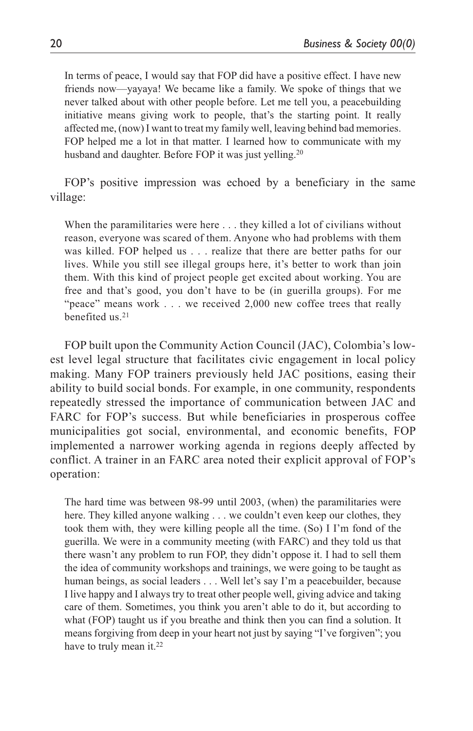> In terms of peace, I would say that FOP did have a positive effect. I have new friends now—yayaya! We became like a family. We spoke of things that we never talked about with other people before. Let me tell you, a peacebuilding initiative means giving work to people, that's the starting point. It really affected me, (now) I want to treat my family well, leaving behind bad memories. FOP helped me a lot in that matter. I learned how to communicate with my husband and daughter. Before FOP it was just yelling.[20]

FOP's positive impression was echoed by a beneficiary in the same village:

> When the paramilitaries were here . . . they killed a lot of civilians without reason, everyone was scared of them. Anyone who had problems with them was killed. FOP helped us . . . realize that there are better paths for our lives. While you still see illegal groups here, it's better to work than join them. With this kind of project people get excited about working. You are free and that's good, you don't have to be (in guerilla groups). For me "peace" means work . . . we received 2,000 new coffee trees that really benefited us.[21]

FOP built upon the Community Action Council (JAC), Colombia's lowest level legal structure that facilitates civic engagement in local policy making. Many FOP trainers previously held JAC positions, easing their ability to build social bonds. For example, in one community, respondents repeatedly stressed the importance of communication between JAC and FARC for FOP's success. But while beneficiaries in prosperous coffee municipalities got social, environmental, and economic benefits, FOP implemented a narrower working agenda in regions deeply affected by conflict. A trainer in an FARC area noted their explicit approval of FOP's operation:

> The hard time was between 98-99 until 2003, (when) the paramilitaries were here. They killed anyone walking . . . we couldn't even keep our clothes, they took them with, they were killing people all the time. (So) I I'm fond of the guerilla. We were in a community meeting (with FARC) and they told us that there wasn't any problem to run FOP, they didn't oppose it. I had to sell them the idea of community workshops and trainings, we were going to be taught as human beings, as social leaders . . . Well let's say I'm a peacebuilder, because I live happy and I always try to treat other people well, giving advice and taking care of them. Sometimes, you think you aren't able to do it, but according to what (FOP) taught us if you breathe and think then you can find a solution. It means forgiving from deep in your heart not just by saying "I've forgiven"; you have to truly mean it.[22]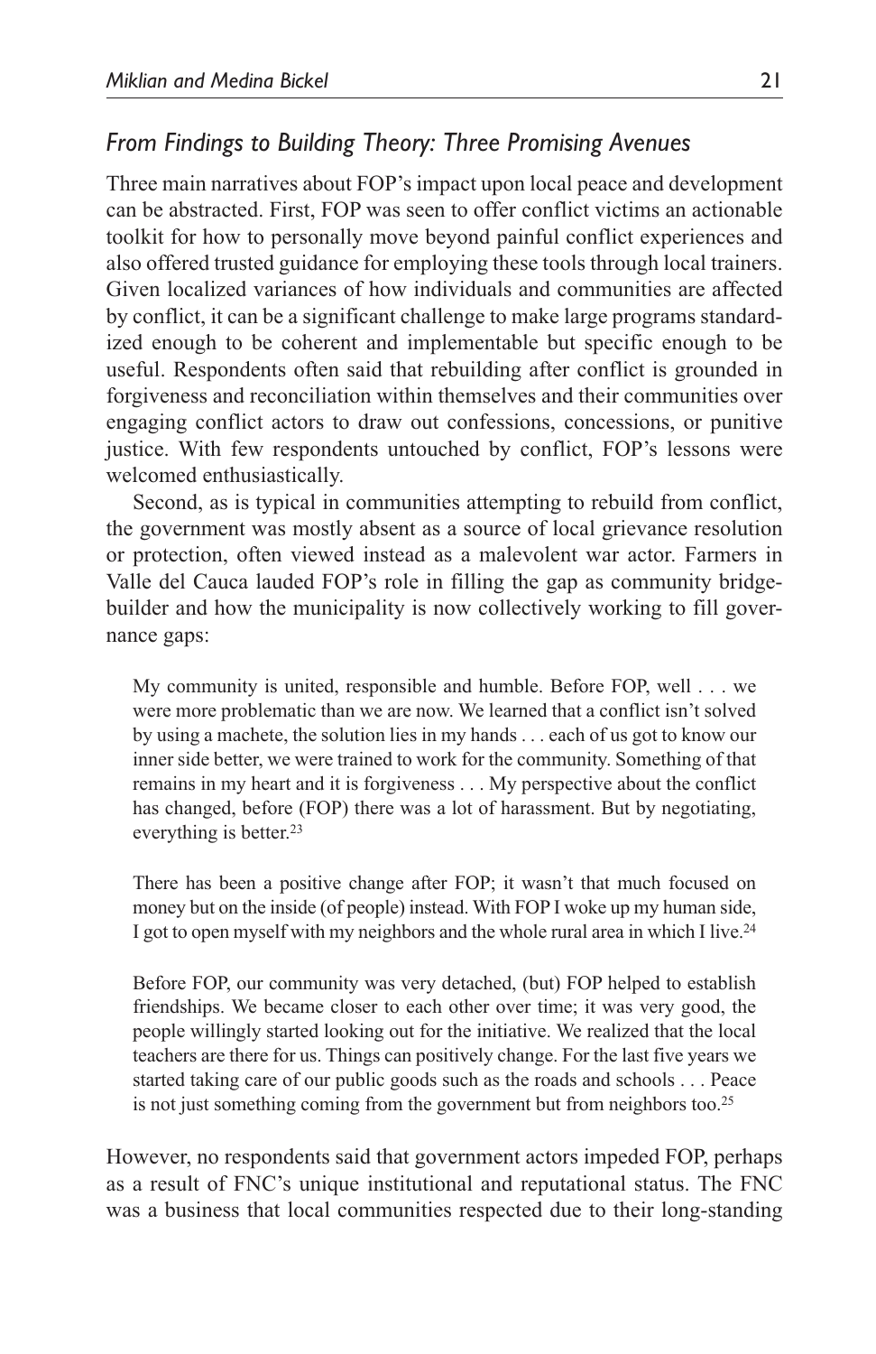### *From Findings to Building Theory: Three Promising Avenues*

Three main narratives about FOP's impact upon local peace and development can be abstracted. First, FOP was seen to offer conflict victims an actionable toolkit for how to personally move beyond painful conflict experiences and also offered trusted guidance for employing these tools through local trainers. Given localized variances of how individuals and communities are affected by conflict, it can be a significant challenge to make large programs standardized enough to be coherent and implementable but specific enough to be useful. Respondents often said that rebuilding after conflict is grounded in forgiveness and reconciliation within themselves and their communities over engaging conflict actors to draw out confessions, concessions, or punitive justice. With few respondents untouched by conflict, FOP's lessons were welcomed enthusiastically.

Second, as is typical in communities attempting to rebuild from conflict, the government was mostly absent as a source of local grievance resolution or protection, often viewed instead as a malevolent war actor. Farmers in Valle del Cauca lauded FOP's role in filling the gap as community bridge-builder and how the municipality is now collectively working to fill governance gaps:

> My community is united, responsible and humble. Before FOP, well . . . we were more problematic than we are now. We learned that a conflict isn't solved by using a machete, the solution lies in my hands . . . each of us got to know our inner side better, we were trained to work for the community. Something of that remains in my heart and it is forgiveness . . . My perspective about the conflict has changed, before (FOP) there was a lot of harassment. But by negotiating, everything is better.[23]

> There has been a positive change after FOP; it wasn't that much focused on money but on the inside (of people) instead. With FOP I woke up my human side, I got to open myself with my neighbors and the whole rural area in which I live.[24]

> Before FOP, our community was very detached, (but) FOP helped to establish friendships. We became closer to each other over time; it was very good, the people willingly started looking out for the initiative. We realized that the local teachers are there for us. Things can positively change. For the last five years we started taking care of our public goods such as the roads and schools . . . Peace is not just something coming from the government but from neighbors too.[25]

However, no respondents said that government actors impeded FOP, perhaps as a result of FNC's unique institutional and reputational status. The FNC was a business that local communities respected due to their long-standing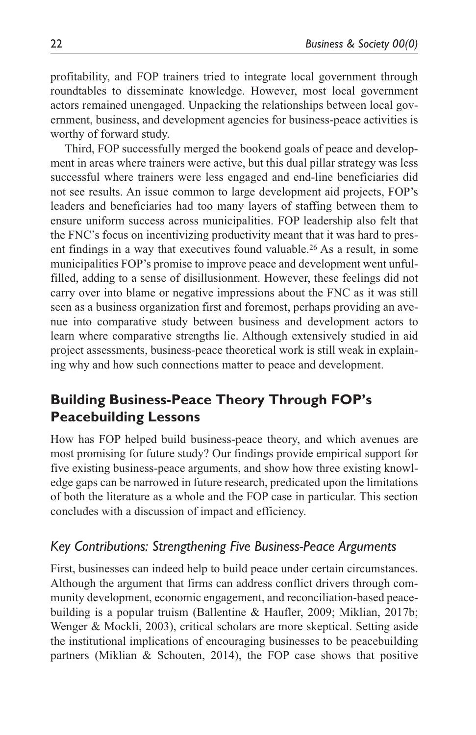profitability, and FOP trainers tried to integrate local government through roundtables to disseminate knowledge. However, most local government actors remained unengaged. Unpacking the relationships between local government, business, and development agencies for business-peace activities is worthy of forward study.

Third, FOP successfully merged the bookend goals of peace and development in areas where trainers were active, but this dual pillar strategy was less successful where trainers were less engaged and end-line beneficiaries did not see results. An issue common to large development aid projects, FOP's leaders and beneficiaries had too many layers of staffing between them to ensure uniform success across municipalities. FOP leadership also felt that the FNC's focus on incentivizing productivity meant that it was hard to present findings in a way that executives found valuable.[26] As a result, in some municipalities FOP's promise to improve peace and development went unfulfilled, adding to a sense of disillusionment. However, these feelings did not carry over into blame or negative impressions about the FNC as it was still seen as a business organization first and foremost, perhaps providing an avenue into comparative study between business and development actors to learn where comparative strengths lie. Although extensively studied in aid project assessments, business-peace theoretical work is still weak in explaining why and how such connections matter to peace and development.

## Building Business-Peace Theory Through FOP's Peacebuilding Lessons

How has FOP helped build business-peace theory, and which avenues are most promising for future study? Our findings provide empirical support for five existing business-peace arguments, and show how three existing knowledge gaps can be narrowed in future research, predicated upon the limitations of both the literature as a whole and the FOP case in particular. This section concludes with a discussion of impact and efficiency.

### *Key Contributions: Strengthening Five Business-Peace Arguments*

First, businesses can indeed help to build peace under certain circumstances. Although the argument that firms can address conflict drivers through community development, economic engagement, and reconciliation-based peacebuilding is a popular truism (Ballentine & Haufler, 2009; Miklian, 2017b; Wenger & Mockli, 2003), critical scholars are more skeptical. Setting aside the institutional implications of encouraging businesses to be peacebuilding partners (Miklian & Schouten, 2014), the FOP case shows that positive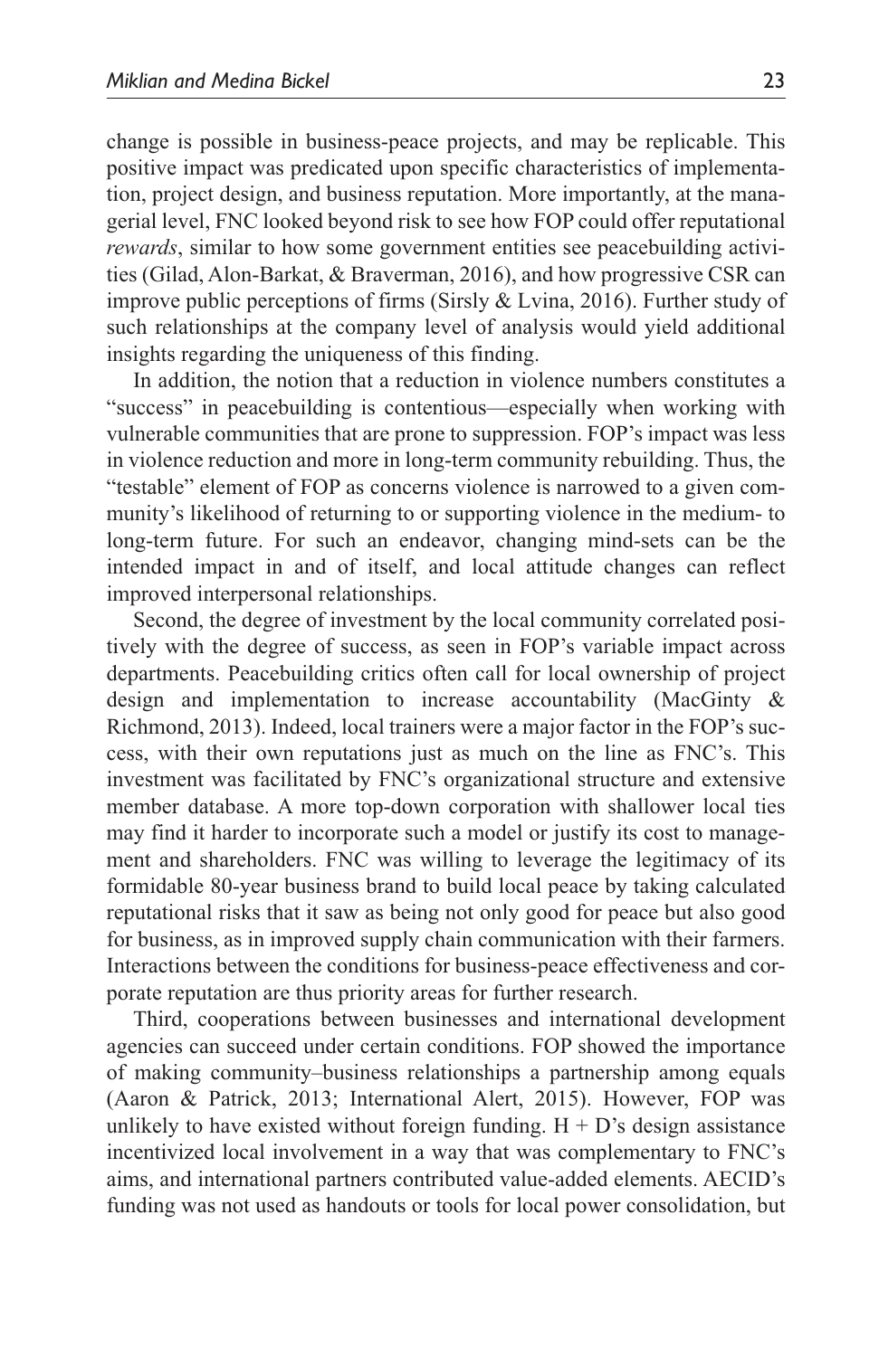change is possible in business-peace projects, and may be replicable. This positive impact was predicated upon specific characteristics of implementation, project design, and business reputation. More importantly, at the managerial level, FNC looked beyond risk to see how FOP could offer reputational *rewards*, similar to how some government entities see peacebuilding activities (Gilad, Alon-Barkat, & Braverman, 2016), and how progressive CSR can improve public perceptions of firms (Sirsly & Lvina, 2016). Further study of such relationships at the company level of analysis would yield additional insights regarding the uniqueness of this finding.

In addition, the notion that a reduction in violence numbers constitutes a "success" in peacebuilding is contentious—especially when working with vulnerable communities that are prone to suppression. FOP's impact was less in violence reduction and more in long-term community rebuilding. Thus, the "testable" element of FOP as concerns violence is narrowed to a given community's likelihood of returning to or supporting violence in the medium- to long-term future. For such an endeavor, changing mind-sets can be the intended impact in and of itself, and local attitude changes can reflect improved interpersonal relationships.

Second, the degree of investment by the local community correlated positively with the degree of success, as seen in FOP's variable impact across departments. Peacebuilding critics often call for local ownership of project design and implementation to increase accountability (MacGinty & Richmond, 2013). Indeed, local trainers were a major factor in the FOP's success, with their own reputations just as much on the line as FNC's. This investment was facilitated by FNC's organizational structure and extensive member database. A more top-down corporation with shallower local ties may find it harder to incorporate such a model or justify its cost to management and shareholders. FNC was willing to leverage the legitimacy of its formidable 80-year business brand to build local peace by taking calculated reputational risks that it saw as being not only good for peace but also good for business, as in improved supply chain communication with their farmers. Interactions between the conditions for business-peace effectiveness and corporate reputation are thus priority areas for further research.

Third, cooperations between businesses and international development agencies can succeed under certain conditions. FOP showed the importance of making community–business relationships a partnership among equals (Aaron & Patrick, 2013; International Alert, 2015). However, FOP was unlikely to have existed without foreign funding. H + D's design assistance incentivized local involvement in a way that was complementary to FNC's aims, and international partners contributed value-added elements. AECID's funding was not used as handouts or tools for local power consolidation, but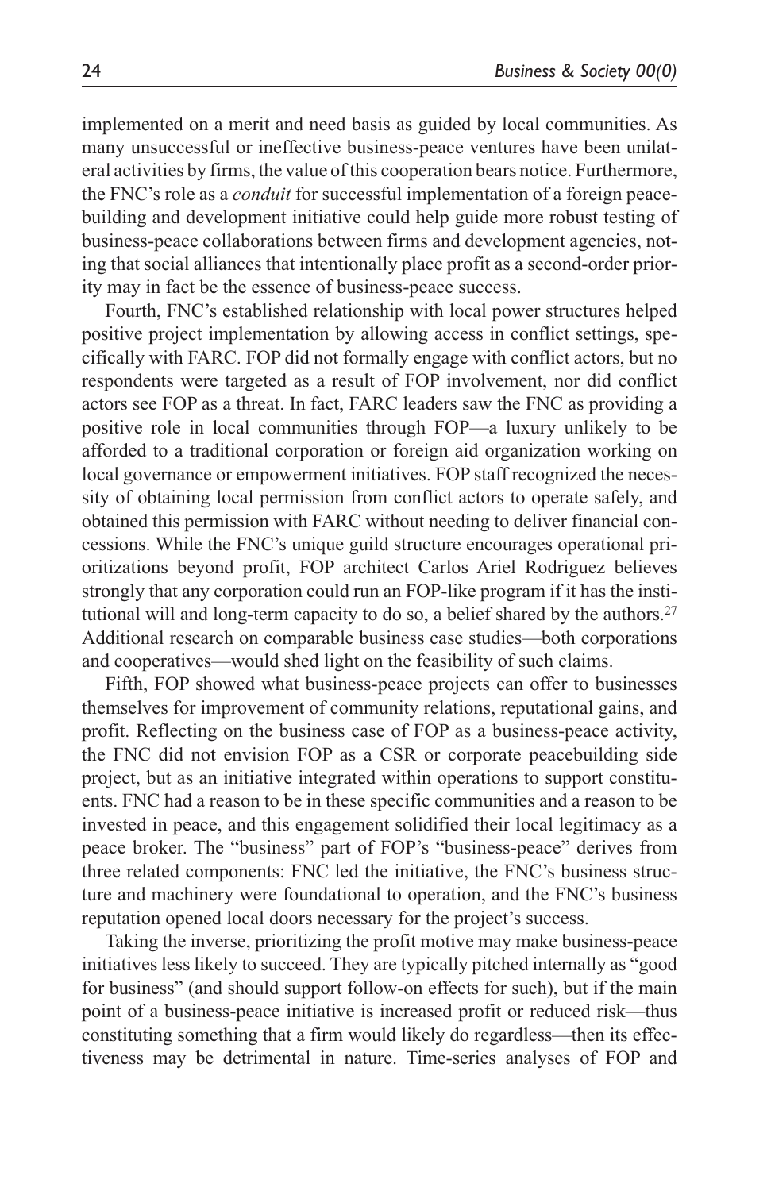implemented on a merit and need basis as guided by local communities. As many unsuccessful or ineffective business-peace ventures have been unilateral activities by firms, the value of this cooperation bears notice. Furthermore, the FNC's role as a *conduit* for successful implementation of a foreign peacebuilding and development initiative could help guide more robust testing of business-peace collaborations between firms and development agencies, noting that social alliances that intentionally place profit as a second-order priority may in fact be the essence of business-peace success.

Fourth, FNC's established relationship with local power structures helped positive project implementation by allowing access in conflict settings, specifically with FARC. FOP did not formally engage with conflict actors, but no respondents were targeted as a result of FOP involvement, nor did conflict actors see FOP as a threat. In fact, FARC leaders saw the FNC as providing a positive role in local communities through FOP—a luxury unlikely to be afforded to a traditional corporation or foreign aid organization working on local governance or empowerment initiatives. FOP staff recognized the necessity of obtaining local permission from conflict actors to operate safely, and obtained this permission with FARC without needing to deliver financial concessions. While the FNC's unique guild structure encourages operational prioritizations beyond profit, FOP architect Carlos Ariel Rodriguez believes strongly that any corporation could run an FOP-like program if it has the institutional will and long-term capacity to do so, a belief shared by the authors.[27] Additional research on comparable business case studies—both corporations and cooperatives—would shed light on the feasibility of such claims.

Fifth, FOP showed what business-peace projects can offer to businesses themselves for improvement of community relations, reputational gains, and profit. Reflecting on the business case of FOP as a business-peace activity, the FNC did not envision FOP as a CSR or corporate peacebuilding side project, but as an initiative integrated within operations to support constituents. FNC had a reason to be in these specific communities and a reason to be invested in peace, and this engagement solidified their local legitimacy as a peace broker. The "business" part of FOP's "business-peace" derives from three related components: FNC led the initiative, the FNC's business structure and machinery were foundational to operation, and the FNC's business reputation opened local doors necessary for the project's success.

Taking the inverse, prioritizing the profit motive may make business-peace initiatives less likely to succeed. They are typically pitched internally as "good for business" (and should support follow-on effects for such), but if the main point of a business-peace initiative is increased profit or reduced risk—thus constituting something that a firm would likely do regardless—then its effectiveness may be detrimental in nature. Time-series analyses of FOP and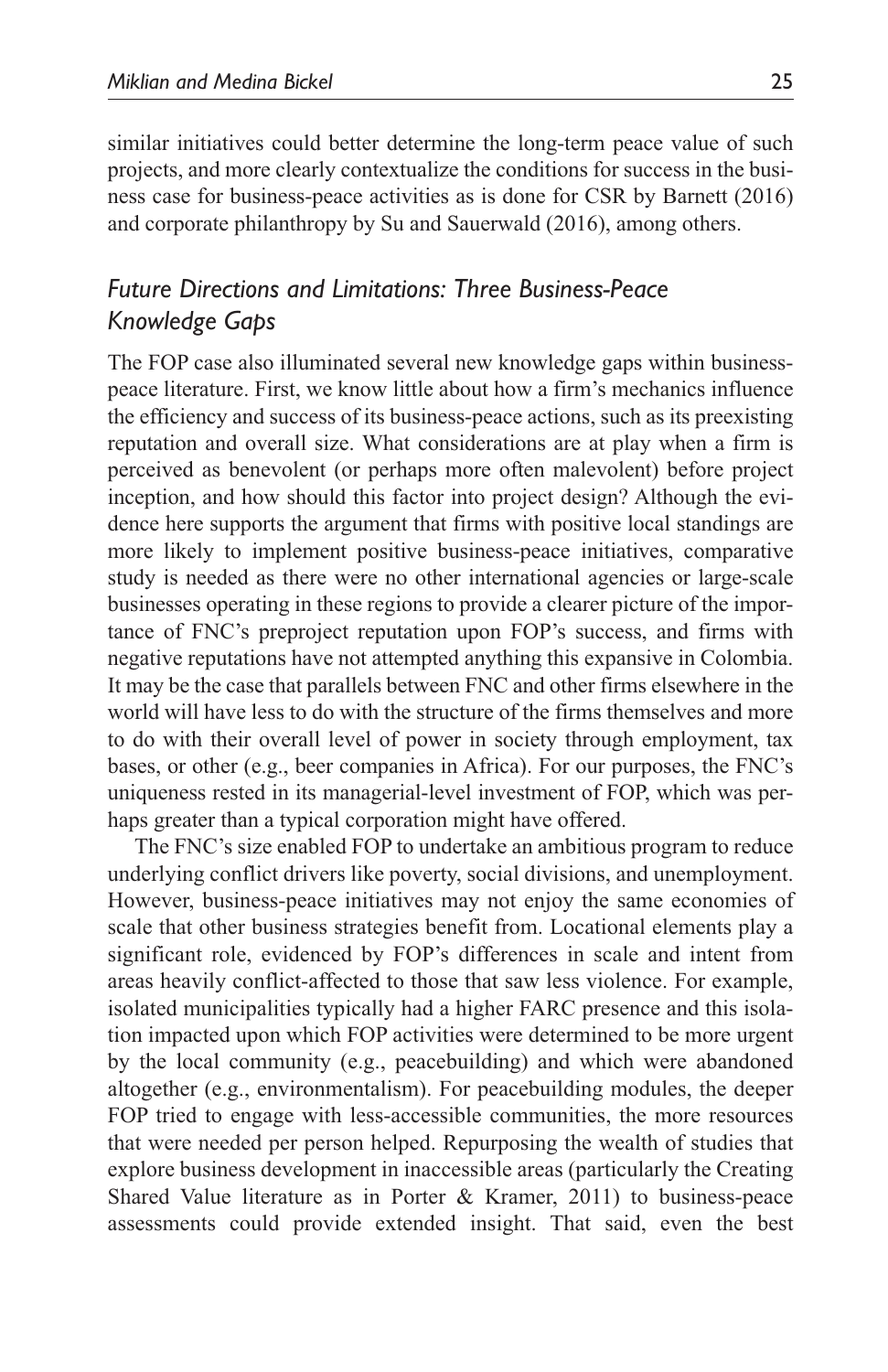similar initiatives could better determine the long-term peace value of such projects, and more clearly contextualize the conditions for success in the business case for business-peace activities as is done for CSR by Barnett (2016) and corporate philanthropy by Su and Sauerwald (2016), among others.

### *Future Directions and Limitations: Three Business-Peace Knowledge Gaps*

The FOP case also illuminated several new knowledge gaps within business-peace literature. First, we know little about how a firm's mechanics influence the efficiency and success of its business-peace actions, such as its preexisting reputation and overall size. What considerations are at play when a firm is perceived as benevolent (or perhaps more often malevolent) before project inception, and how should this factor into project design? Although the evidence here supports the argument that firms with positive local standings are more likely to implement positive business-peace initiatives, comparative study is needed as there were no other international agencies or large-scale businesses operating in these regions to provide a clearer picture of the importance of FNC's preproject reputation upon FOP's success, and firms with negative reputations have not attempted anything this expansive in Colombia. It may be the case that parallels between FNC and other firms elsewhere in the world will have less to do with the structure of the firms themselves and more to do with their overall level of power in society through employment, tax bases, or other (e.g., beer companies in Africa). For our purposes, the FNC's uniqueness rested in its managerial-level investment of FOP, which was perhaps greater than a typical corporation might have offered.

The FNC's size enabled FOP to undertake an ambitious program to reduce underlying conflict drivers like poverty, social divisions, and unemployment. However, business-peace initiatives may not enjoy the same economies of scale that other business strategies benefit from. Locational elements play a significant role, evidenced by FOP's differences in scale and intent from areas heavily conflict-affected to those that saw less violence. For example, isolated municipalities typically had a higher FARC presence and this isolation impacted upon which FOP activities were determined to be more urgent by the local community (e.g., peacebuilding) and which were abandoned altogether (e.g., environmentalism). For peacebuilding modules, the deeper FOP tried to engage with less-accessible communities, the more resources that were needed per person helped. Repurposing the wealth of studies that explore business development in inaccessible areas (particularly the Creating Shared Value literature as in Porter & Kramer, 2011) to business-peace assessments could provide extended insight. That said, even the best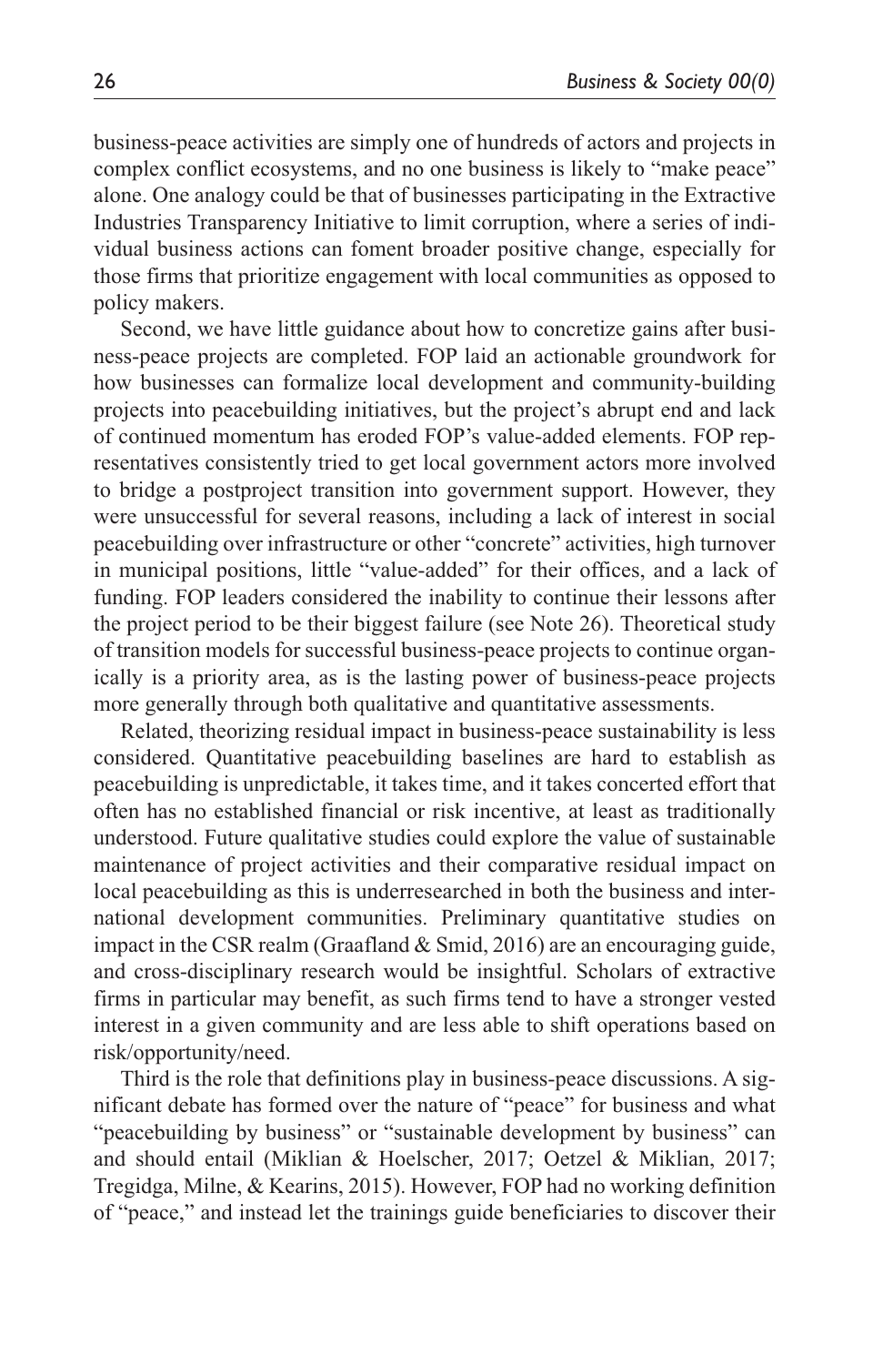business-peace activities are simply one of hundreds of actors and projects in complex conflict ecosystems, and no one business is likely to "make peace" alone. One analogy could be that of businesses participating in the Extractive Industries Transparency Initiative to limit corruption, where a series of individual business actions can foment broader positive change, especially for those firms that prioritize engagement with local communities as opposed to policy makers.

Second, we have little guidance about how to concretize gains after business-peace projects are completed. FOP laid an actionable groundwork for how businesses can formalize local development and community-building projects into peacebuilding initiatives, but the project's abrupt end and lack of continued momentum has eroded FOP's value-added elements. FOP representatives consistently tried to get local government actors more involved to bridge a postproject transition into government support. However, they were unsuccessful for several reasons, including a lack of interest in social peacebuilding over infrastructure or other "concrete" activities, high turnover in municipal positions, little "value-added" for their offices, and a lack of funding. FOP leaders considered the inability to continue their lessons after the project period to be their biggest failure (see Note 26). Theoretical study of transition models for successful business-peace projects to continue organically is a priority area, as is the lasting power of business-peace projects more generally through both qualitative and quantitative assessments.

Related, theorizing residual impact in business-peace sustainability is less considered. Quantitative peacebuilding baselines are hard to establish as peacebuilding is unpredictable, it takes time, and it takes concerted effort that often has no established financial or risk incentive, at least as traditionally understood. Future qualitative studies could explore the value of sustainable maintenance of project activities and their comparative residual impact on local peacebuilding as this is underresearched in both the business and international development communities. Preliminary quantitative studies on impact in the CSR realm (Graafland & Smid, 2016) are an encouraging guide, and cross-disciplinary research would be insightful. Scholars of extractive firms in particular may benefit, as such firms tend to have a stronger vested interest in a given community and are less able to shift operations based on risk/opportunity/need.

Third is the role that definitions play in business-peace discussions. A significant debate has formed over the nature of "peace" for business and what "peacebuilding by business" or "sustainable development by business" can and should entail (Miklian & Hoelscher, 2017; Oetzel & Miklian, 2017; Tregidga, Milne, & Kearins, 2015). However, FOP had no working definition of "peace," and instead let the trainings guide beneficiaries to discover their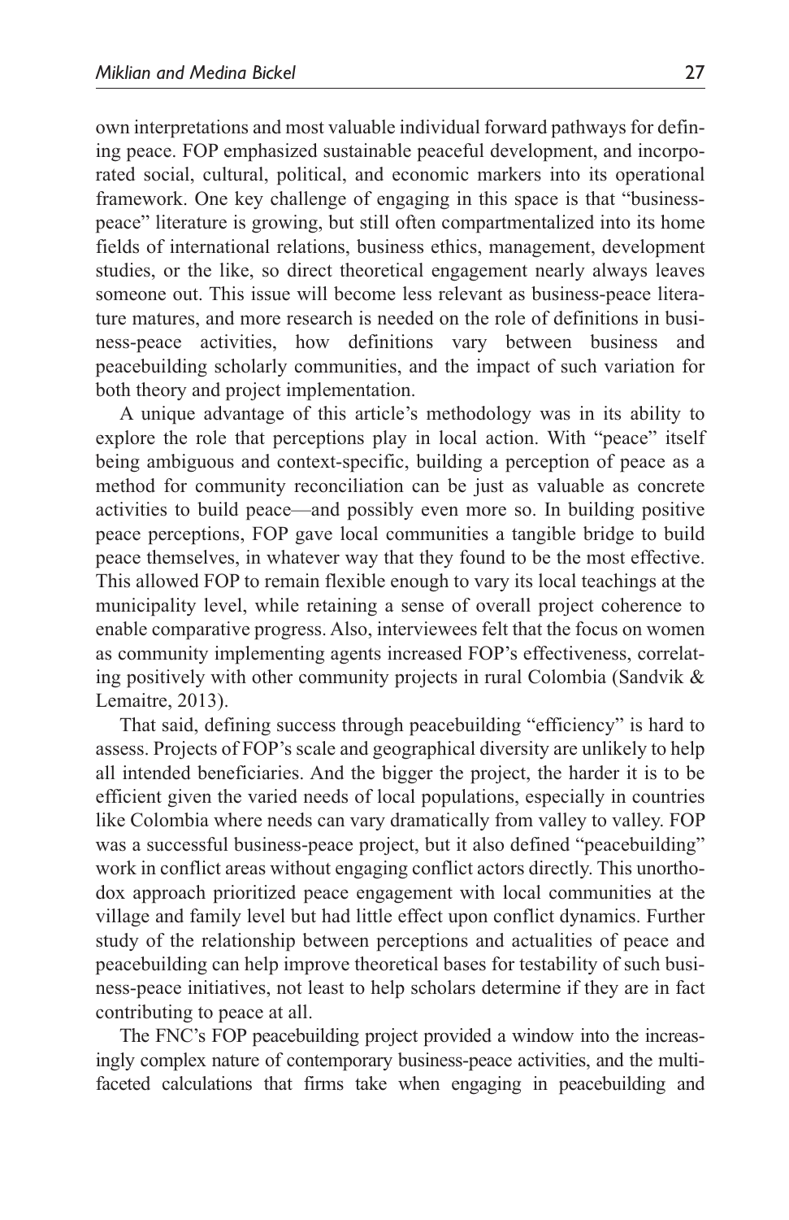own interpretations and most valuable individual forward pathways for defining peace. FOP emphasized sustainable peaceful development, and incorporated social, cultural, political, and economic markers into its operational framework. One key challenge of engaging in this space is that "business-peace" literature is growing, but still often compartmentalized into its home fields of international relations, business ethics, management, development studies, or the like, so direct theoretical engagement nearly always leaves someone out. This issue will become less relevant as business-peace literature matures, and more research is needed on the role of definitions in business-peace activities, how definitions vary between business and peacebuilding scholarly communities, and the impact of such variation for both theory and project implementation.

A unique advantage of this article's methodology was in its ability to explore the role that perceptions play in local action. With "peace" itself being ambiguous and context-specific, building a perception of peace as a method for community reconciliation can be just as valuable as concrete activities to build peace—and possibly even more so. In building positive peace perceptions, FOP gave local communities a tangible bridge to build peace themselves, in whatever way that they found to be the most effective. This allowed FOP to remain flexible enough to vary its local teachings at the municipality level, while retaining a sense of overall project coherence to enable comparative progress. Also, interviewees felt that the focus on women as community implementing agents increased FOP's effectiveness, correlating positively with other community projects in rural Colombia (Sandvik & Lemaitre, 2013).

That said, defining success through peacebuilding "efficiency" is hard to assess. Projects of FOP's scale and geographical diversity are unlikely to help all intended beneficiaries. And the bigger the project, the harder it is to be efficient given the varied needs of local populations, especially in countries like Colombia where needs can vary dramatically from valley to valley. FOP was a successful business-peace project, but it also defined "peacebuilding" work in conflict areas without engaging conflict actors directly. This unorthodox approach prioritized peace engagement with local communities at the village and family level but had little effect upon conflict dynamics. Further study of the relationship between perceptions and actualities of peace and peacebuilding can help improve theoretical bases for testability of such business-peace initiatives, not least to help scholars determine if they are in fact contributing to peace at all.

The FNC's FOP peacebuilding project provided a window into the increasingly complex nature of contemporary business-peace activities, and the multifaceted calculations that firms take when engaging in peacebuilding and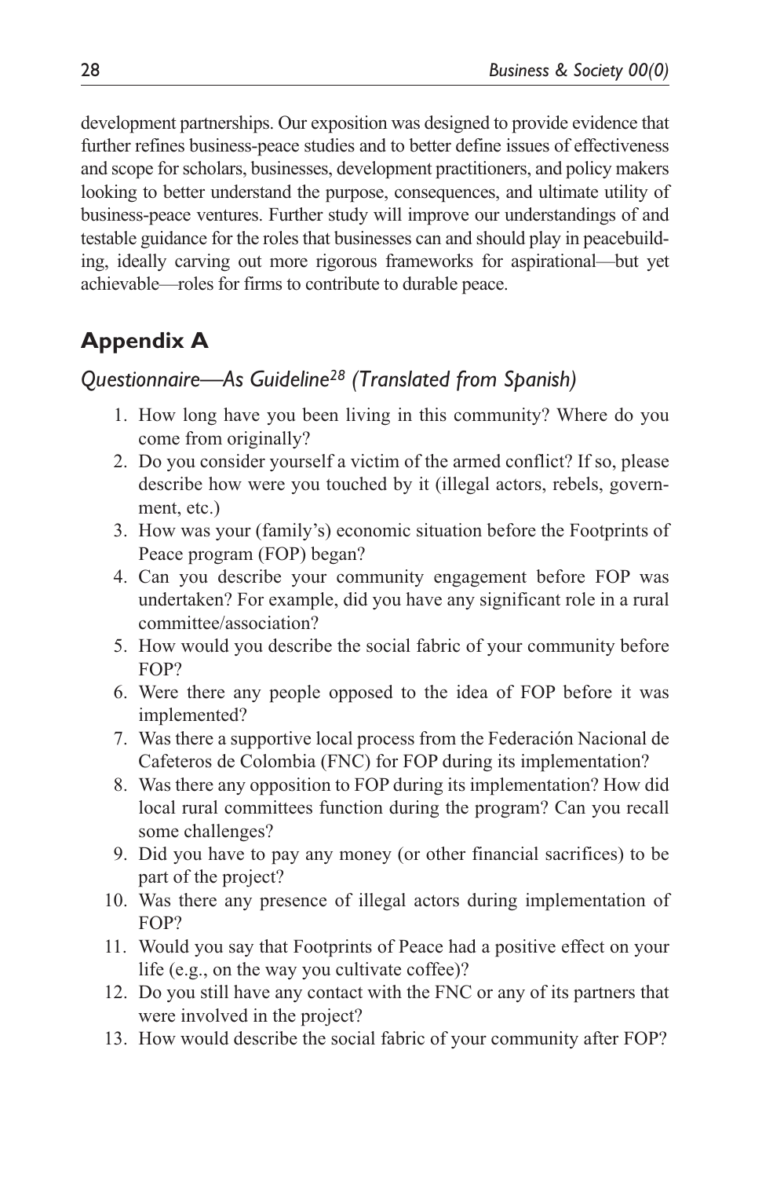development partnerships. Our exposition was designed to provide evidence that further refines business-peace studies and to better define issues of effectiveness and scope for scholars, businesses, development practitioners, and policy makers looking to better understand the purpose, consequences, and ultimate utility of business-peace ventures. Further study will improve our understandings of and testable guidance for the roles that businesses can and should play in peacebuilding, ideally carving out more rigorous frameworks for aspirational—but yet achievable—roles for firms to contribute to durable peace.

## Appendix A

### *Questionnaire—As Guideline[28] (Translated from Spanish)*

1. How long have you been living in this community? Where do you come from originally?
2. Do you consider yourself a victim of the armed conflict? If so, please describe how were you touched by it (illegal actors, rebels, government, etc.)
3. How was your (family's) economic situation before the Footprints of Peace program (FOP) began?
4. Can you describe your community engagement before FOP was undertaken? For example, did you have any significant role in a rural committee/association?
5. How would you describe the social fabric of your community before FOP?
6. Were there any people opposed to the idea of FOP before it was implemented?
7. Was there a supportive local process from the Federación Nacional de Cafeteros de Colombia (FNC) for FOP during its implementation?
8. Was there any opposition to FOP during its implementation? How did local rural committees function during the program? Can you recall some challenges?
9. Did you have to pay any money (or other financial sacrifices) to be part of the project?
10. Was there any presence of illegal actors during implementation of FOP?
11. Would you say that Footprints of Peace had a positive effect on your life (e.g., on the way you cultivate coffee)?
12. Do you still have any contact with the FNC or any of its partners that were involved in the project?
13. How would describe the social fabric of your community after FOP?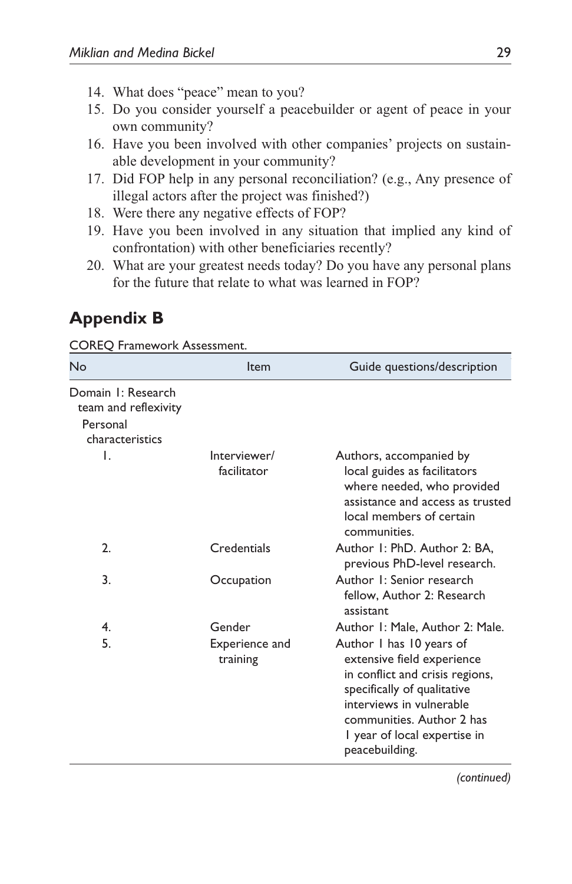14. What does "peace" mean to you?
15. Do you consider yourself a peacebuilder or agent of peace in your own community?
16. Have you been involved with other companies' projects on sustainable development in your community?
17. Did FOP help in any personal reconciliation? (e.g., Any presence of illegal actors after the project was finished?)
18. Were there any negative effects of FOP?
19. Have you been involved in any situation that implied any kind of confrontation) with other beneficiaries recently?
20. What are your greatest needs today? Do you have any personal plans for the future that relate to what was learned in FOP?

## Appendix B

COREQ Framework Assessment.

| No | Item | Guide questions/description |
|---|---|---|
| Domain 1: Research team and reflexivity | | |
| Personal characteristics | | |
| 1. | Interviewer/ facilitator | Authors, accompanied by local guides as facilitators where needed, who provided assistance and access as trusted local members of certain communities. |
| 2. | Credentials | Author 1: PhD. Author 2: BA, previous PhD-level research. |
| 3. | Occupation | Author 1: Senior research fellow, Author 2: Research assistant |
| 4. | Gender | Author 1: Male, Author 2: Male. |
| 5. | Experience and training | Author 1 has 10 years of extensive field experience in conflict and crisis regions, specifically of qualitative interviews in vulnerable communities. Author 2 has 1 year of local expertise in peacebuilding. |

*(continued)*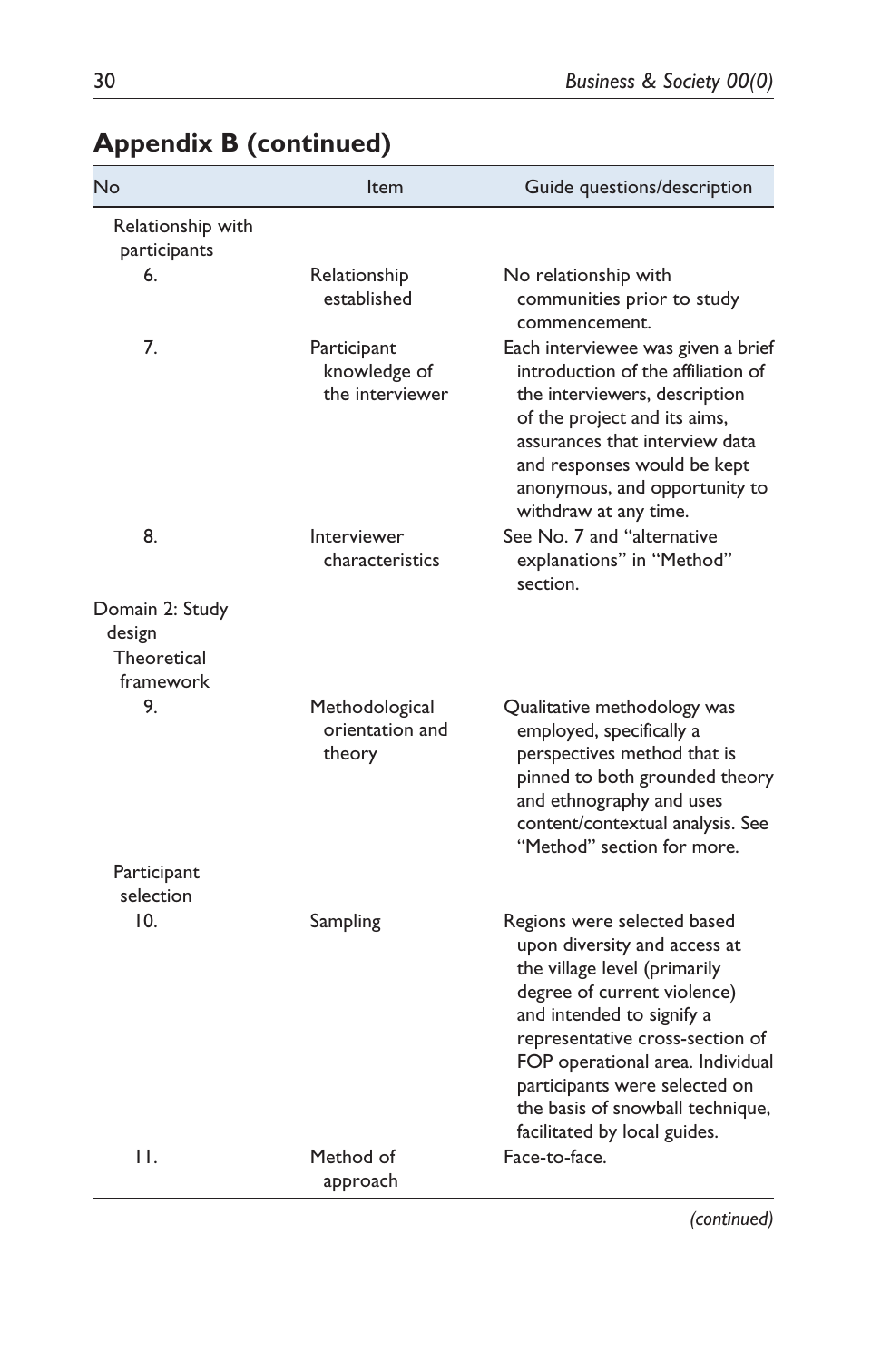## Appendix B (continued)

| No | Item | Guide questions/description |
|---|---|---|
| Relationship with participants | | |
| 6. | Relationship established | No relationship with communities prior to study commencement. |
| 7. | Participant knowledge of the interviewer | Each interviewee was given a brief introduction of the affiliation of the interviewers, description of the project and its aims, assurances that interview data and responses would be kept anonymous, and opportunity to withdraw at any time. |
| 8. | Interviewer characteristics | See No. 7 and "alternative explanations" in "Method" section. |
| Domain 2: Study design | | |
| Theoretical framework | | |
| 9. | Methodological orientation and theory | Qualitative methodology was employed, specifically a perspectives method that is pinned to both grounded theory and ethnography and uses content/contextual analysis. See "Method" section for more. |
| Participant selection | | |
| 10. | Sampling | Regions were selected based upon diversity and access at the village level (primarily degree of current violence) and intended to signify a representative cross-section of FOP operational area. Individual participants were selected on the basis of snowball technique, facilitated by local guides. |
| 11. | Method of approach | Face-to-face. |

*(continued)*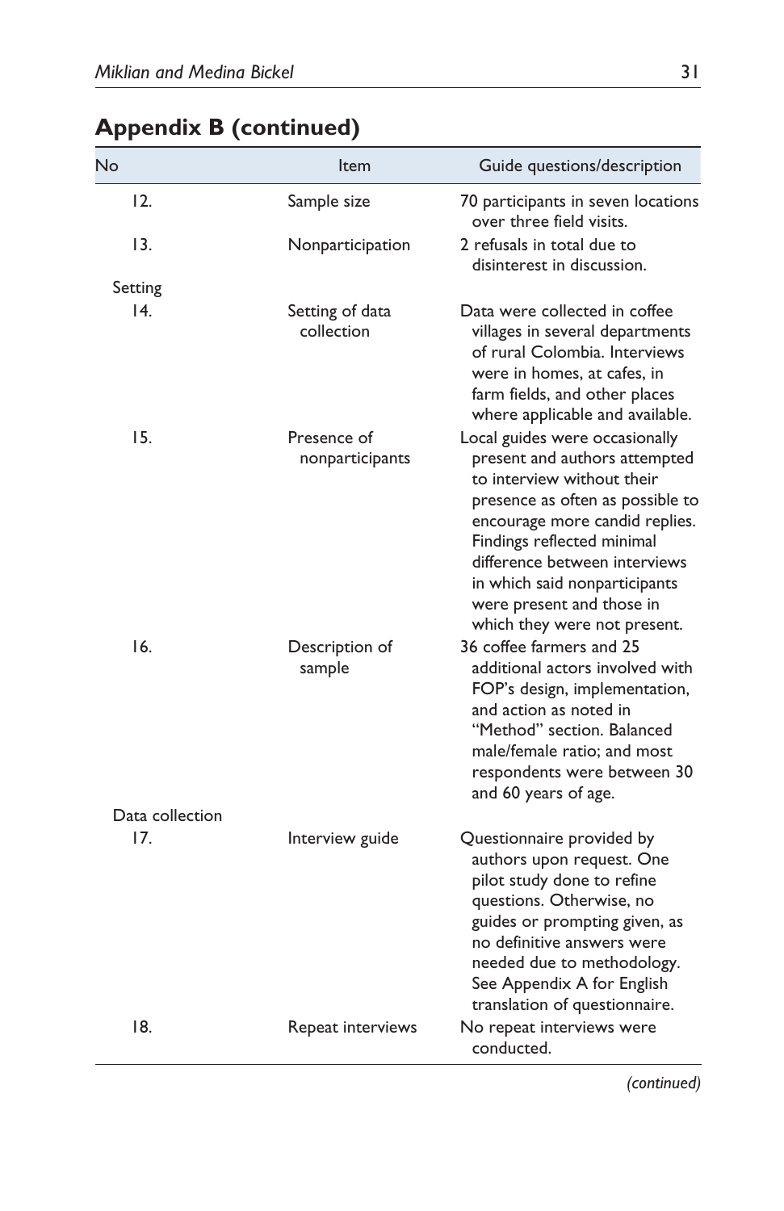## Appendix B (continued)

| No | Item | Guide questions/description |
|---|---|---|
| 12. | Sample size | 70 participants in seven locations over three field visits. |
| 13. | Nonparticipation | 2 refusals in total due to disinterest in discussion. |
| Setting | | |
| 14. | Setting of data collection | Data were collected in coffee villages in several departments of rural Colombia. Interviews were in homes, at cafes, in farm fields, and other places where applicable and available. |
| 15. | Presence of nonparticipants | Local guides were occasionally present and authors attempted to interview without their presence as often as possible to encourage more candid replies. Findings reflected minimal difference between interviews in which said nonparticipants were present and those in which they were not present. |
| 16. | Description of sample | 36 coffee farmers and 25 additional actors involved with FOP's design, implementation, and action as noted in "Method" section. Balanced male/female ratio; and most respondents were between 30 and 60 years of age. |
| Data collection | | |
| 17. | Interview guide | Questionnaire provided by authors upon request. One pilot study done to refine questions. Otherwise, no guides or prompting given, as no definitive answers were needed due to methodology. See Appendix A for English translation of questionnaire. |
| 18. | Repeat interviews | No repeat interviews were conducted. |

*(continued)*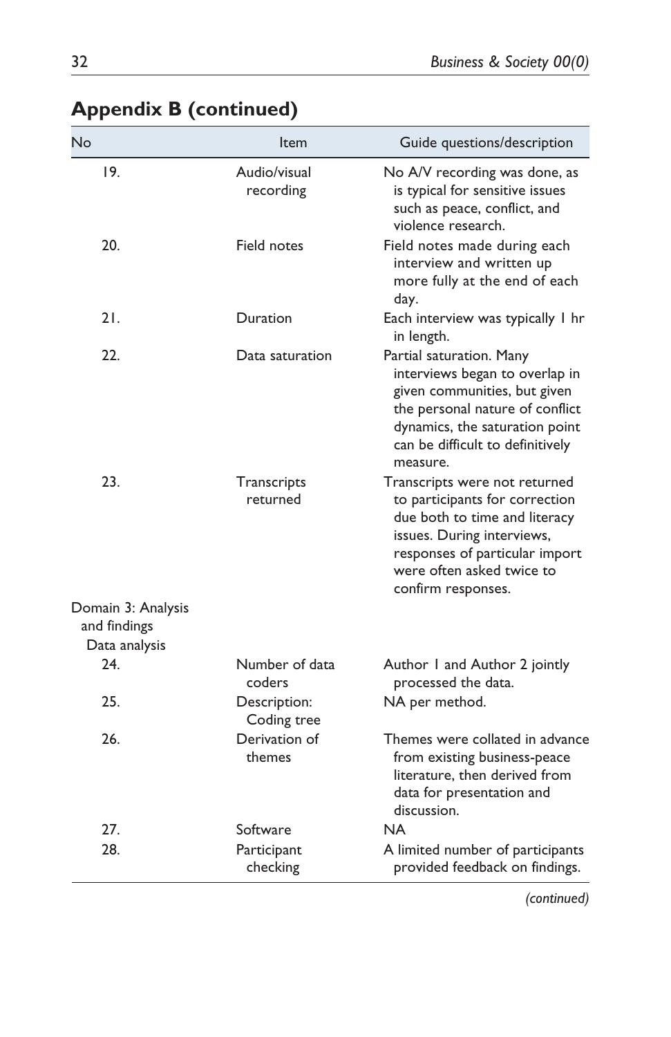## Appendix B (continued)

| No | Item | Guide questions/description |
|---|---|---|
| 19. | Audio/visual recording | No A/V recording was done, as is typical for sensitive issues such as peace, conflict, and violence research. |
| 20. | Field notes | Field notes made during each interview and written up more fully at the end of each day. |
| 21. | Duration | Each interview was typically 1 hr in length. |
| 22. | Data saturation | Partial saturation. Many interviews began to overlap in given communities, but given the personal nature of conflict dynamics, the saturation point can be difficult to definitively measure. |
| 23. | Transcripts returned | Transcripts were not returned to participants for correction due both to time and literacy issues. During interviews, responses of particular import were often asked twice to confirm responses. |
| Domain 3: Analysis and findings | | |
| Data analysis | | |
| 24. | Number of data coders | Author 1 and Author 2 jointly processed the data. |
| 25. | Description: Coding tree | NA per method. |
| 26. | Derivation of themes | Themes were collated in advance from existing business-peace literature, then derived from data for presentation and discussion. |
| 27. | Software | NA |
| 28. | Participant checking | A limited number of participants provided feedback on findings. |

*(continued)*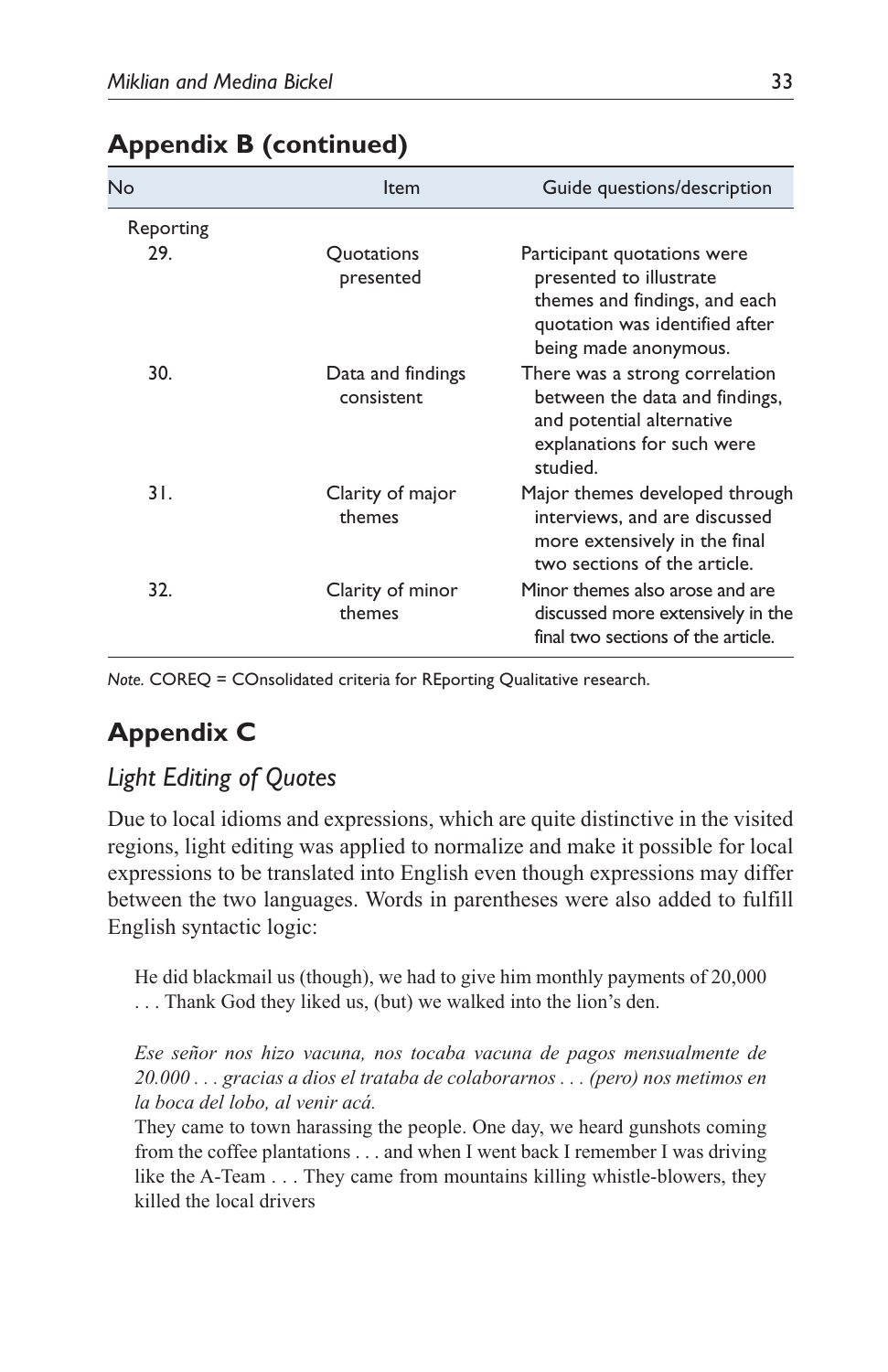## Appendix B (continued)

| No | Item | Guide questions/description |
|---|---|---|
| Reporting | | |
| 29. | Quotations presented | Participant quotations were presented to illustrate themes and findings, and each quotation was identified after being made anonymous. |
| 30. | Data and findings consistent | There was a strong correlation between the data and findings, and potential alternative explanations for such were studied. |
| 31. | Clarity of major themes | Major themes developed through interviews, and are discussed more extensively in the final two sections of the article. |
| 32. | Clarity of minor themes | Minor themes also arose and are discussed more extensively in the final two sections of the article. |

*Note.* COREQ = COnsolidated criteria for REporting Qualitative research.

## Appendix C

### *Light Editing of Quotes*

Due to local idioms and expressions, which are quite distinctive in the visited regions, light editing was applied to normalize and make it possible for local expressions to be translated into English even though expressions may differ between the two languages. Words in parentheses were also added to fulfill English syntactic logic:

> He did blackmail us (though), we had to give him monthly payments of 20,000 . . . Thank God they liked us, (but) we walked into the lion's den.
>
> *Ese señor nos hizo vacuna, nos tocaba vacuna de pagos mensualmente de 20.000 . . . gracias a dios el trataba de colaborarnos . . . (pero) nos metimos en la boca del lobo, al venir acá.*
>
> They came to town harassing the people. One day, we heard gunshots coming from the coffee plantations . . . and when I went back I remember I was driving like the A-Team . . . They came from mountains killing whistle-blowers, they killed the local drivers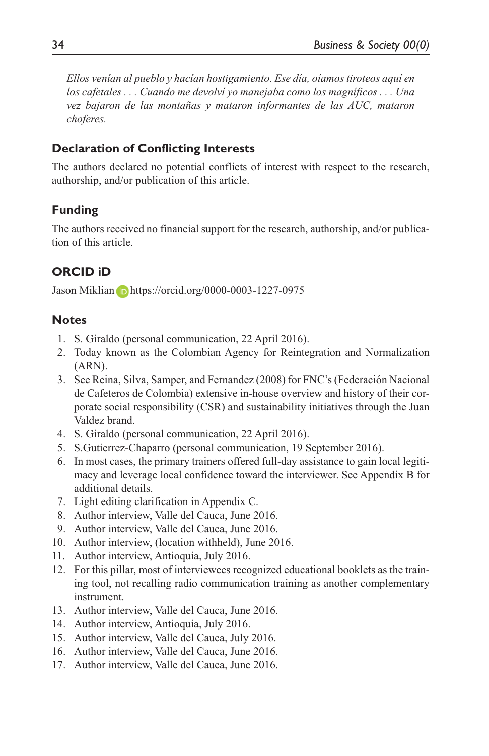*Ellos venían al pueblo y hacían hostigamiento. Ese día, oíamos tiroteos aquí en los cafetales . . . Cuando me devolví yo manejaba como los magníficos . . . Una vez bajaron de las montañas y mataron informantes de las AUC, mataron choferes.*

## Declaration of Conflicting Interests

The authors declared no potential conflicts of interest with respect to the research, authorship, and/or publication of this article.

## Funding

The authors received no financial support for the research, authorship, and/or publication of this article.

## ORCID iD

Jason Miklian https://orcid.org/0000-0003-1227-0975

## Notes

1. S. Giraldo (personal communication, 22 April 2016).
2. Today known as the Colombian Agency for Reintegration and Normalization (ARN).
3. See Reina, Silva, Samper, and Fernandez (2008) for FNC's (Federación Nacional de Cafeteros de Colombia) extensive in-house overview and history of their corporate social responsibility (CSR) and sustainability initiatives through the Juan Valdez brand.
4. S. Giraldo (personal communication, 22 April 2016).
5. S.Gutierrez-Chaparro (personal communication, 19 September 2016).
6. In most cases, the primary trainers offered full-day assistance to gain local legitimacy and leverage local confidence toward the interviewer. See Appendix B for additional details.
7. Light editing clarification in Appendix C.
8. Author interview, Valle del Cauca, June 2016.
9. Author interview, Valle del Cauca, June 2016.
10. Author interview, (location withheld), June 2016.
11. Author interview, Antioquia, July 2016.
12. For this pillar, most of interviewees recognized educational booklets as the training tool, not recalling radio communication training as another complementary instrument.
13. Author interview, Valle del Cauca, June 2016.
14. Author interview, Antioquia, July 2016.
15. Author interview, Valle del Cauca, July 2016.
16. Author interview, Valle del Cauca, June 2016.
17. Author interview, Valle del Cauca, June 2016.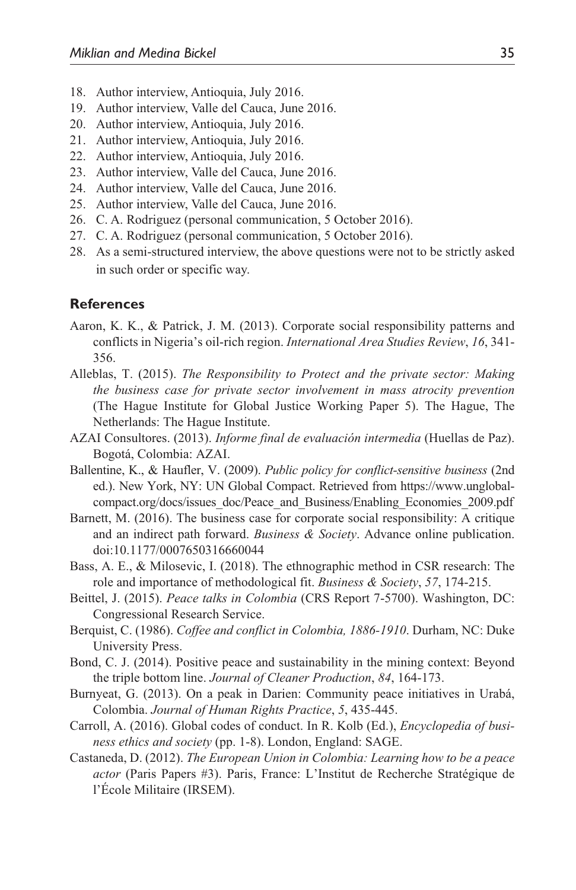18. Author interview, Antioquia, July 2016.
19. Author interview, Valle del Cauca, June 2016.
20. Author interview, Antioquia, July 2016.
21. Author interview, Antioquia, July 2016.
22. Author interview, Antioquia, July 2016.
23. Author interview, Valle del Cauca, June 2016.
24. Author interview, Valle del Cauca, June 2016.
25. Author interview, Valle del Cauca, June 2016.
26. C. A. Rodriguez (personal communication, 5 October 2016).
27. C. A. Rodriguez (personal communication, 5 October 2016).
28. As a semi-structured interview, the above questions were not to be strictly asked in such order or specific way.

## References

Aaron, K. K., & Patrick, J. M. (2013). Corporate social responsibility patterns and conflicts in Nigeria's oil-rich region. *International Area Studies Review*, *16*, 341-356.

Alleblas, T. (2015). *The Responsibility to Protect and the private sector: Making the business case for private sector involvement in mass atrocity prevention* (The Hague Institute for Global Justice Working Paper 5). The Hague, The Netherlands: The Hague Institute.

AZAI Consultores. (2013). *Informe final de evaluación intermedia* (Huellas de Paz). Bogotá, Colombia: AZAI.

Ballentine, K., & Haufler, V. (2009). *Public policy for conflict-sensitive business* (2nd ed.). New York, NY: UN Global Compact. Retrieved from https://www.unglobalcompact.org/docs/issues_doc/Peace_and_Business/Enabling_Economies_2009.pdf

Barnett, M. (2016). The business case for corporate social responsibility: A critique and an indirect path forward. *Business & Society*. Advance online publication. doi:10.1177/0007650316660044

Bass, A. E., & Milosevic, I. (2018). The ethnographic method in CSR research: The role and importance of methodological fit. *Business & Society*, *57*, 174-215.

Beittel, J. (2015). *Peace talks in Colombia* (CRS Report 7-5700). Washington, DC: Congressional Research Service.

Berquist, C. (1986). *Coffee and conflict in Colombia, 1886-1910*. Durham, NC: Duke University Press.

Bond, C. J. (2014). Positive peace and sustainability in the mining context: Beyond the triple bottom line. *Journal of Cleaner Production*, *84*, 164-173.

Burnyeat, G. (2013). On a peak in Darien: Community peace initiatives in Urabá, Colombia. *Journal of Human Rights Practice*, *5*, 435-445.

Carroll, A. (2016). Global codes of conduct. In R. Kolb (Ed.), *Encyclopedia of business ethics and society* (pp. 1-8). London, England: SAGE.

Castaneda, D. (2012). *The European Union in Colombia: Learning how to be a peace actor* (Paris Papers #3). Paris, France: L'Institut de Recherche Stratégique de l'École Militaire (IRSEM).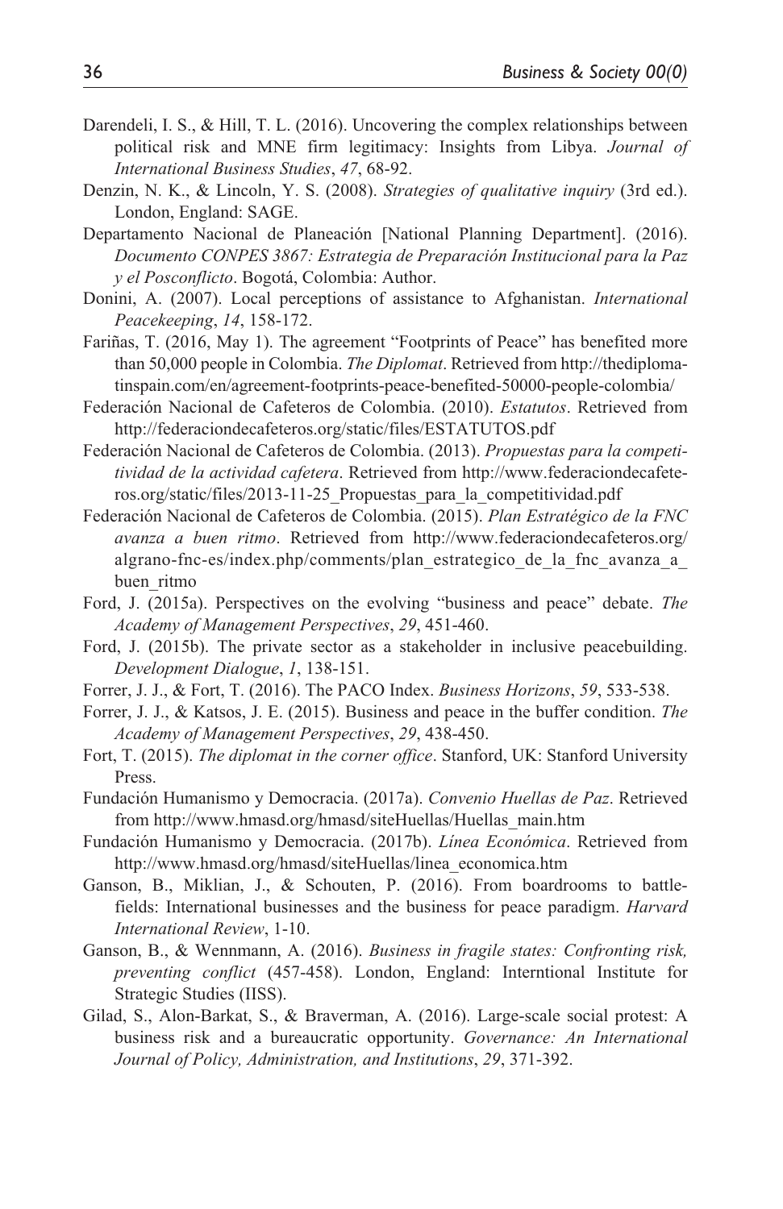Darendeli, I. S., & Hill, T. L. (2016). Uncovering the complex relationships between political risk and MNE firm legitimacy: Insights from Libya. *Journal of International Business Studies*, *47*, 68-92.

Denzin, N. K., & Lincoln, Y. S. (2008). *Strategies of qualitative inquiry* (3rd ed.). London, England: SAGE.

Departamento Nacional de Planeación [National Planning Department]. (2016). *Documento CONPES 3867: Estrategia de Preparación Institucional para la Paz y el Posconflicto*. Bogotá, Colombia: Author.

Donini, A. (2007). Local perceptions of assistance to Afghanistan. *International Peacekeeping*, *14*, 158-172.

Fariñas, T. (2016, May 1). The agreement "Footprints of Peace" has benefited more than 50,000 people in Colombia. *The Diplomat*. Retrieved from http://thediplomatinspain.com/en/agreement-footprints-peace-benefited-50000-people-colombia/

Federación Nacional de Cafeteros de Colombia. (2010). *Estatutos*. Retrieved from http://federaciondecafeteros.org/static/files/ESTATUTOS.pdf

Federación Nacional de Cafeteros de Colombia. (2013). *Propuestas para la competitividad de la actividad cafetera*. Retrieved from http://www.federaciondecafeteros.org/static/files/2013-11-25_Propuestas_para_la_competitividad.pdf

Federación Nacional de Cafeteros de Colombia. (2015). *Plan Estratégico de la FNC avanza a buen ritmo*. Retrieved from http://www.federaciondecafeteros.org/algrano-fnc-es/index.php/comments/plan_estrategico_de_la_fnc_avanza_a_buen_ritmo

Ford, J. (2015a). Perspectives on the evolving "business and peace" debate. *The Academy of Management Perspectives*, *29*, 451-460.

Ford, J. (2015b). The private sector as a stakeholder in inclusive peacebuilding. *Development Dialogue*, *1*, 138-151.

Forrer, J. J., & Fort, T. (2016). The PACO Index. *Business Horizons*, *59*, 533-538.

Forrer, J. J., & Katsos, J. E. (2015). Business and peace in the buffer condition. *The Academy of Management Perspectives*, *29*, 438-450.

Fort, T. (2015). *The diplomat in the corner office*. Stanford, UK: Stanford University Press.

Fundación Humanismo y Democracia. (2017a). *Convenio Huellas de Paz*. Retrieved from http://www.hmasd.org/hmasd/siteHuellas/Huellas_main.htm

Fundación Humanismo y Democracia. (2017b). *Línea Económica*. Retrieved from http://www.hmasd.org/hmasd/siteHuellas/linea_economica.htm

Ganson, B., Miklian, J., & Schouten, P. (2016). From boardrooms to battlefields: International businesses and the business for peace paradigm. *Harvard International Review*, 1-10.

Ganson, B., & Wennmann, A. (2016). *Business in fragile states: Confronting risk, preventing conflict* (457-458). London, England: Interntional Institute for Strategic Studies (IISS).

Gilad, S., Alon-Barkat, S., & Braverman, A. (2016). Large-scale social protest: A business risk and a bureaucratic opportunity. *Governance: An International Journal of Policy, Administration, and Institutions*, *29*, 371-392.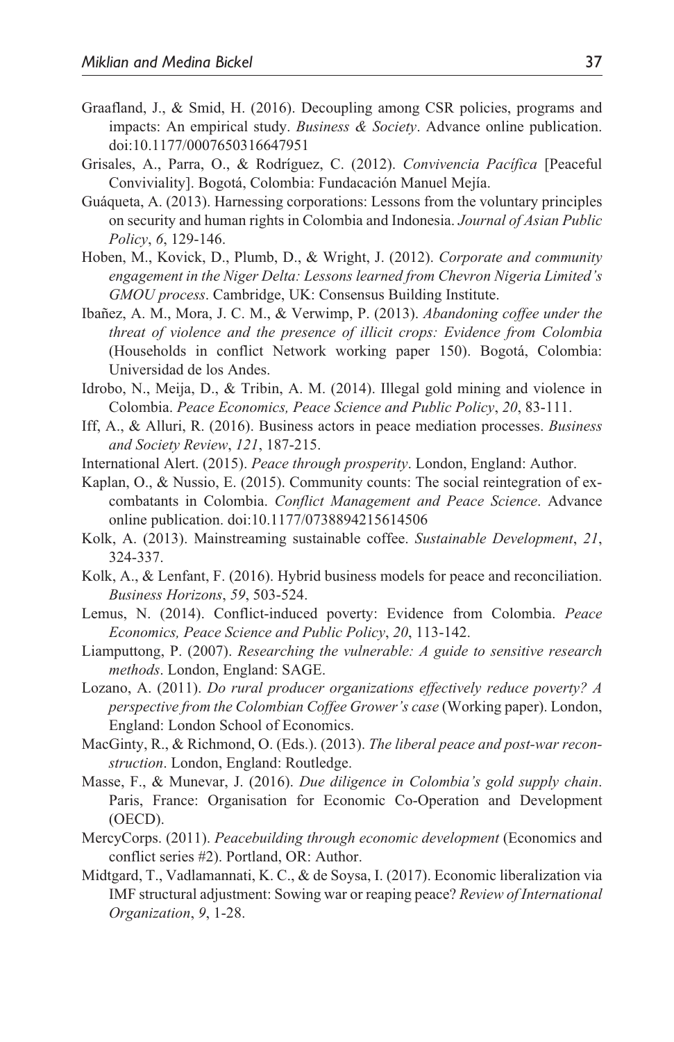Graafland, J., & Smid, H. (2016). Decoupling among CSR policies, programs and impacts: An empirical study. *Business & Society*. Advance online publication. doi:10.1177/0007650316647951

Grisales, A., Parra, O., & Rodríguez, C. (2012). *Convivencia Pacífica* [Peaceful Conviviality]. Bogotá, Colombia: Fundacación Manuel Mejía.

Guáqueta, A. (2013). Harnessing corporations: Lessons from the voluntary principles on security and human rights in Colombia and Indonesia. *Journal of Asian Public Policy*, *6*, 129-146.

Hoben, M., Kovick, D., Plumb, D., & Wright, J. (2012). *Corporate and community engagement in the Niger Delta: Lessons learned from Chevron Nigeria Limited's GMOU process*. Cambridge, UK: Consensus Building Institute.

Ibañez, A. M., Mora, J. C. M., & Verwimp, P. (2013). *Abandoning coffee under the threat of violence and the presence of illicit crops: Evidence from Colombia* (Households in conflict Network working paper 150). Bogotá, Colombia: Universidad de los Andes.

Idrobo, N., Meija, D., & Tribin, A. M. (2014). Illegal gold mining and violence in Colombia. *Peace Economics, Peace Science and Public Policy*, *20*, 83-111.

Iff, A., & Alluri, R. (2016). Business actors in peace mediation processes. *Business and Society Review*, *121*, 187-215.

International Alert. (2015). *Peace through prosperity*. London, England: Author.

Kaplan, O., & Nussio, E. (2015). Community counts: The social reintegration of ex-combatants in Colombia. *Conflict Management and Peace Science*. Advance online publication. doi:10.1177/0738894215614506

Kolk, A. (2013). Mainstreaming sustainable coffee. *Sustainable Development*, *21*, 324-337.

Kolk, A., & Lenfant, F. (2016). Hybrid business models for peace and reconciliation. *Business Horizons*, *59*, 503-524.

Lemus, N. (2014). Conflict-induced poverty: Evidence from Colombia. *Peace Economics, Peace Science and Public Policy*, *20*, 113-142.

Liamputtong, P. (2007). *Researching the vulnerable: A guide to sensitive research methods*. London, England: SAGE.

Lozano, A. (2011). *Do rural producer organizations effectively reduce poverty? A perspective from the Colombian Coffee Grower's case* (Working paper). London, England: London School of Economics.

MacGinty, R., & Richmond, O. (Eds.). (2013). *The liberal peace and post-war reconstruction*. London, England: Routledge.

Masse, F., & Munevar, J. (2016). *Due diligence in Colombia's gold supply chain*. Paris, France: Organisation for Economic Co-Operation and Development (OECD).

MercyCorps. (2011). *Peacebuilding through economic development* (Economics and conflict series #2). Portland, OR: Author.

Midtgard, T., Vadlamannati, K. C., & de Soysa, I. (2017). Economic liberalization via IMF structural adjustment: Sowing war or reaping peace? *Review of International Organization*, *9*, 1-28.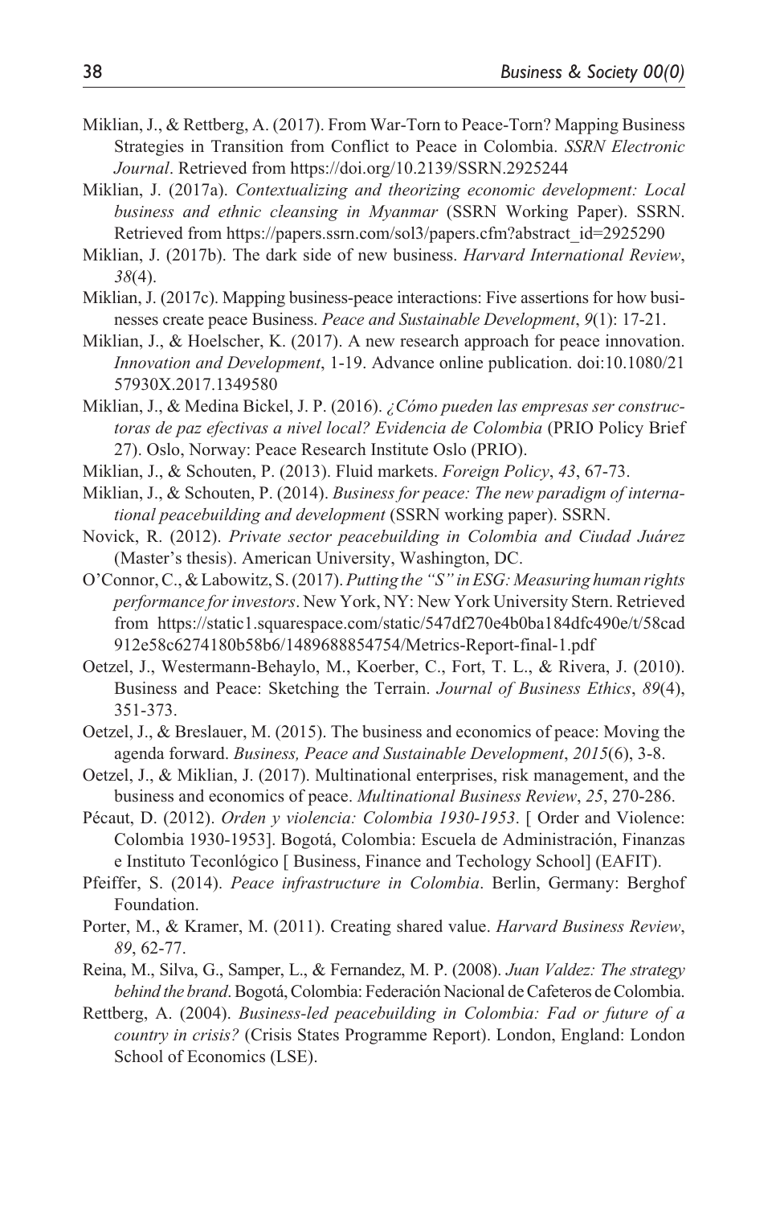Miklian, J., & Rettberg, A. (2017). From War-Torn to Peace-Torn? Mapping Business Strategies in Transition from Conflict to Peace in Colombia. *SSRN Electronic Journal*. Retrieved from https://doi.org/10.2139/SSRN.2925244

Miklian, J. (2017a). *Contextualizing and theorizing economic development: Local business and ethnic cleansing in Myanmar* (SSRN Working Paper). SSRN. Retrieved from https://papers.ssrn.com/sol3/papers.cfm?abstract_id=2925290

Miklian, J. (2017b). The dark side of new business. *Harvard International Review*, *38*(4).

Miklian, J. (2017c). Mapping business-peace interactions: Five assertions for how businesses create peace Business. *Peace and Sustainable Development*, *9*(1): 17-21.

Miklian, J., & Hoelscher, K. (2017). A new research approach for peace innovation. *Innovation and Development*, 1-19. Advance online publication. doi:10.1080/2157930X.2017.1349580

Miklian, J., & Medina Bickel, J. P. (2016). *¿Cómo pueden las empresas ser constructoras de paz efectivas a nivel local? Evidencia de Colombia* (PRIO Policy Brief 27). Oslo, Norway: Peace Research Institute Oslo (PRIO).

Miklian, J., & Schouten, P. (2013). Fluid markets. *Foreign Policy*, *43*, 67-73.

Miklian, J., & Schouten, P. (2014). *Business for peace: The new paradigm of international peacebuilding and development* (SSRN working paper). SSRN.

Novick, R. (2012). *Private sector peacebuilding in Colombia and Ciudad Juárez* (Master's thesis). American University, Washington, DC.

O'Connor, C., & Labowitz, S. (2017). *Putting the "S" in ESG: Measuring human rights performance for investors*. New York, NY: New York University Stern. Retrieved from https://static1.squarespace.com/static/547df270e4b0ba184dfc490e/t/58cad912e58c6274180b58b6/1489688854754/Metrics-Report-final-1.pdf

Oetzel, J., Westermann-Behaylo, M., Koerber, C., Fort, T. L., & Rivera, J. (2010). Business and Peace: Sketching the Terrain. *Journal of Business Ethics*, *89*(4), 351-373.

Oetzel, J., & Breslauer, M. (2015). The business and economics of peace: Moving the agenda forward. *Business, Peace and Sustainable Development*, *2015*(6), 3-8.

Oetzel, J., & Miklian, J. (2017). Multinational enterprises, risk management, and the business and economics of peace. *Multinational Business Review*, *25*, 270-286.

Pécaut, D. (2012). *Orden y violencia: Colombia 1930-1953*. [ Order and Violence: Colombia 1930-1953]. Bogotá, Colombia: Escuela de Administración, Finanzas e Instituto Teconlógico [ Business, Finance and Techology School] (EAFIT).

Pfeiffer, S. (2014). *Peace infrastructure in Colombia*. Berlin, Germany: Berghof Foundation.

Porter, M., & Kramer, M. (2011). Creating shared value. *Harvard Business Review*, *89*, 62-77.

Reina, M., Silva, G., Samper, L., & Fernandez, M. P. (2008). *Juan Valdez: The strategy behind the brand*. Bogotá, Colombia: Federación Nacional de Cafeteros de Colombia.

Rettberg, A. (2004). *Business-led peacebuilding in Colombia: Fad or future of a country in crisis?* (Crisis States Programme Report). London, England: London School of Economics (LSE).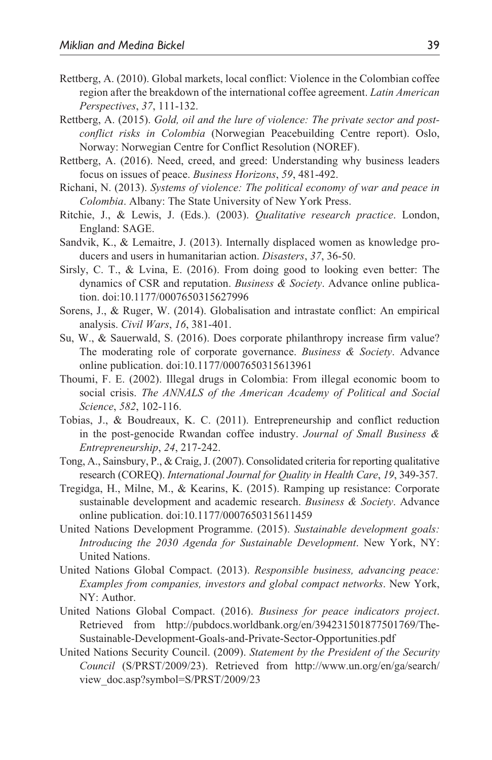Rettberg, A. (2010). Global markets, local conflict: Violence in the Colombian coffee region after the breakdown of the international coffee agreement. *Latin American Perspectives*, *37*, 111-132.

Rettberg, A. (2015). *Gold, oil and the lure of violence: The private sector and post-conflict risks in Colombia* (Norwegian Peacebuilding Centre report). Oslo, Norway: Norwegian Centre for Conflict Resolution (NOREF).

Rettberg, A. (2016). Need, creed, and greed: Understanding why business leaders focus on issues of peace. *Business Horizons*, *59*, 481-492.

Richani, N. (2013). *Systems of violence: The political economy of war and peace in Colombia*. Albany: The State University of New York Press.

Ritchie, J., & Lewis, J. (Eds.). (2003). *Qualitative research practice*. London, England: SAGE.

Sandvik, K., & Lemaitre, J. (2013). Internally displaced women as knowledge producers and users in humanitarian action. *Disasters*, *37*, 36-50.

Sirsly, C. T., & Lvina, E. (2016). From doing good to looking even better: The dynamics of CSR and reputation. *Business & Society*. Advance online publication. doi:10.1177/0007650315627996

Sorens, J., & Ruger, W. (2014). Globalisation and intrastate conflict: An empirical analysis. *Civil Wars*, *16*, 381-401.

Su, W., & Sauerwald, S. (2016). Does corporate philanthropy increase firm value? The moderating role of corporate governance. *Business & Society*. Advance online publication. doi:10.1177/0007650315613961

Thoumi, F. E. (2002). Illegal drugs in Colombia: From illegal economic boom to social crisis. *The ANNALS of the American Academy of Political and Social Science*, *582*, 102-116.

Tobias, J., & Boudreaux, K. C. (2011). Entrepreneurship and conflict reduction in the post-genocide Rwandan coffee industry. *Journal of Small Business & Entrepreneurship*, *24*, 217-242.

Tong, A., Sainsbury, P., & Craig, J. (2007). Consolidated criteria for reporting qualitative research (COREQ). *International Journal for Quality in Health Care*, *19*, 349-357.

Tregidga, H., Milne, M., & Kearins, K. (2015). Ramping up resistance: Corporate sustainable development and academic research. *Business & Society*. Advance online publication. doi:10.1177/0007650315611459

United Nations Development Programme. (2015). *Sustainable development goals: Introducing the 2030 Agenda for Sustainable Development*. New York, NY: United Nations.

United Nations Global Compact. (2013). *Responsible business, advancing peace: Examples from companies, investors and global compact networks*. New York, NY: Author.

United Nations Global Compact. (2016). *Business for peace indicators project*. Retrieved from http://pubdocs.worldbank.org/en/394231501877501769/The-Sustainable-Development-Goals-and-Private-Sector-Opportunities.pdf

United Nations Security Council. (2009). *Statement by the President of the Security Council* (S/PRST/2009/23). Retrieved from http://www.un.org/en/ga/search/view_doc.asp?symbol=S/PRST/2009/23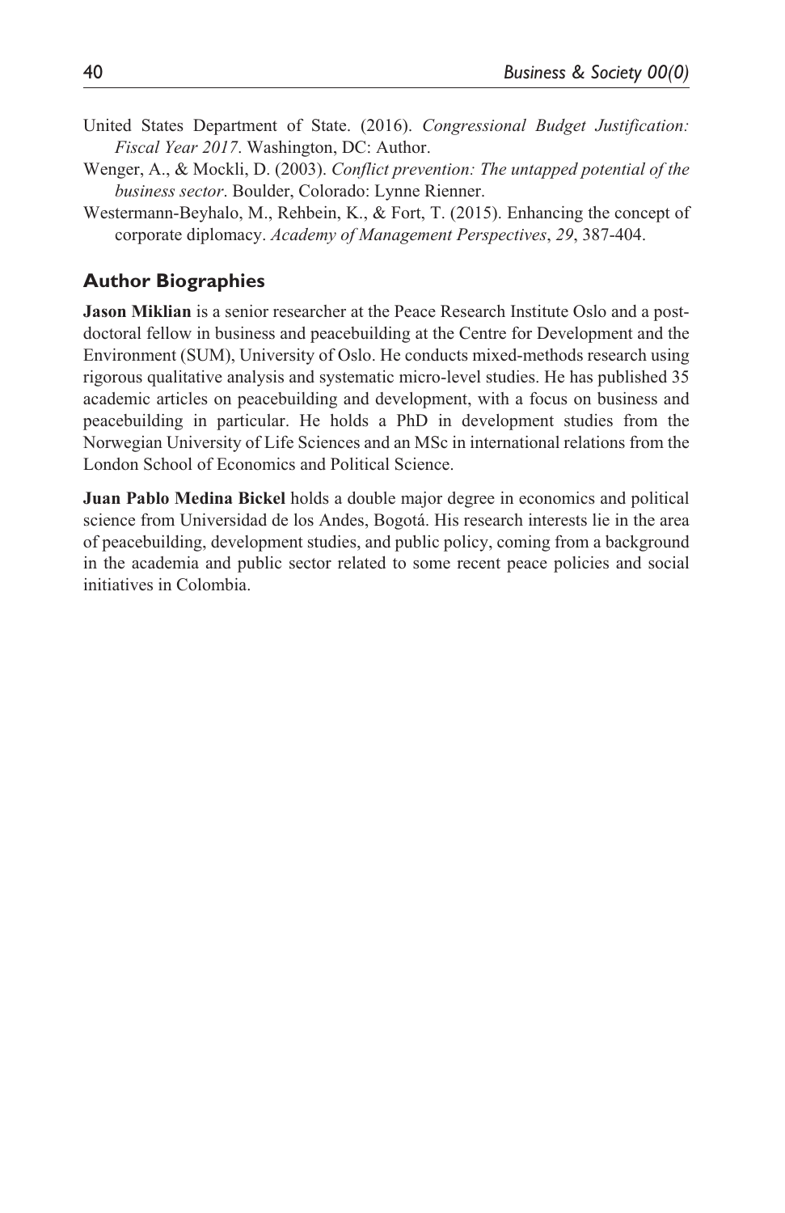United States Department of State. (2016). *Congressional Budget Justification: Fiscal Year 2017*. Washington, DC: Author.

Wenger, A., & Mockli, D. (2003). *Conflict prevention: The untapped potential of the business sector*. Boulder, Colorado: Lynne Rienner.

Westermann-Beyhalo, M., Rehbein, K., & Fort, T. (2015). Enhancing the concept of corporate diplomacy. *Academy of Management Perspectives*, *29*, 387-404.

## Author Biographies

**Jason Miklian** is a senior researcher at the Peace Research Institute Oslo and a post-doctoral fellow in business and peacebuilding at the Centre for Development and the Environment (SUM), University of Oslo. He conducts mixed-methods research using rigorous qualitative analysis and systematic micro-level studies. He has published 35 academic articles on peacebuilding and development, with a focus on business and peacebuilding in particular. He holds a PhD in development studies from the Norwegian University of Life Sciences and an MSc in international relations from the London School of Economics and Political Science.

**Juan Pablo Medina Bickel** holds a double major degree in economics and political science from Universidad de los Andes, Bogotá. His research interests lie in the area of peacebuilding, development studies, and public policy, coming from a background in the academia and public sector related to some recent peace policies and social initiatives in Colombia.